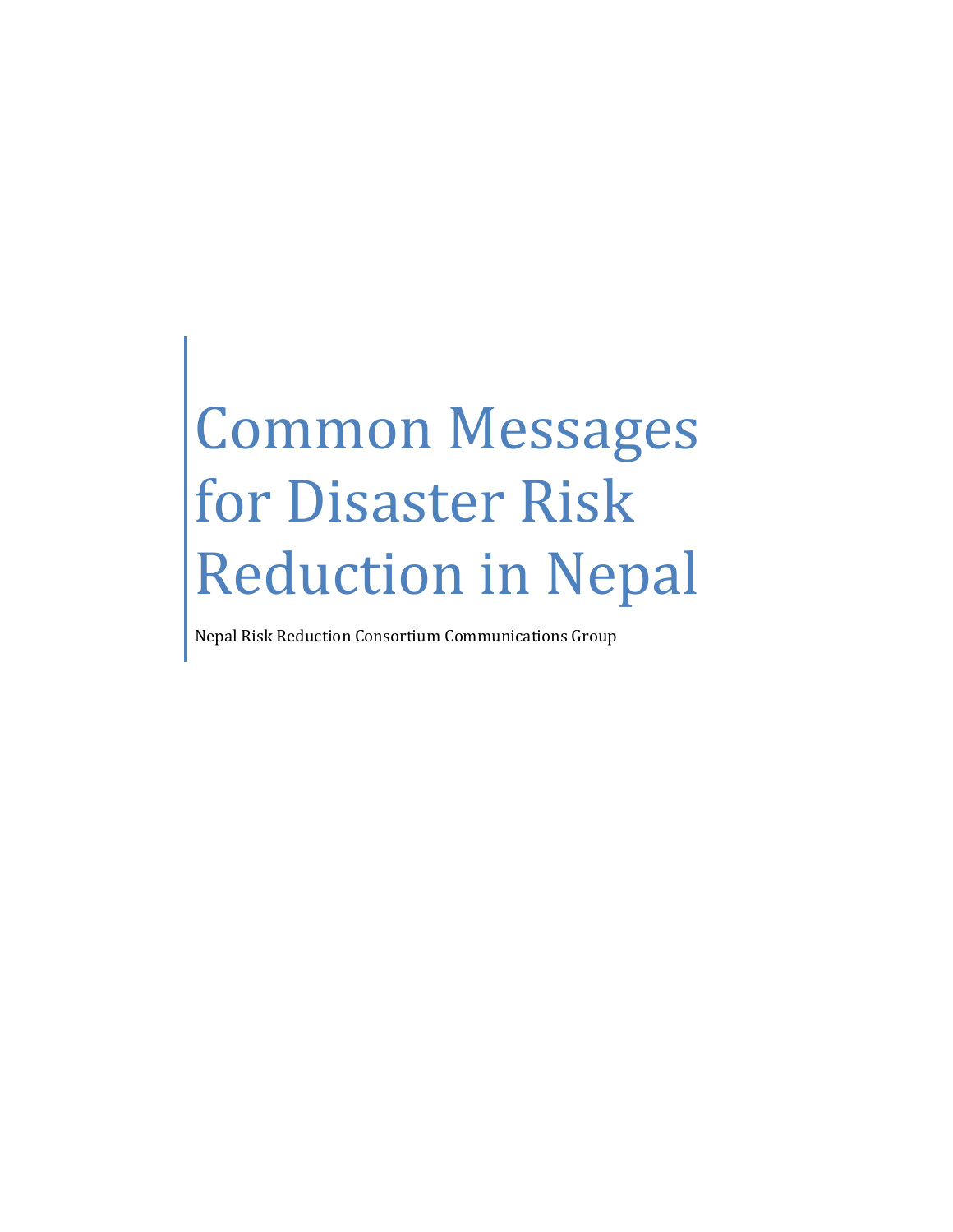# Common Messages for Disaster Risk Reduction in Nepal

Nepal Risk Reduction Consortium Communications Group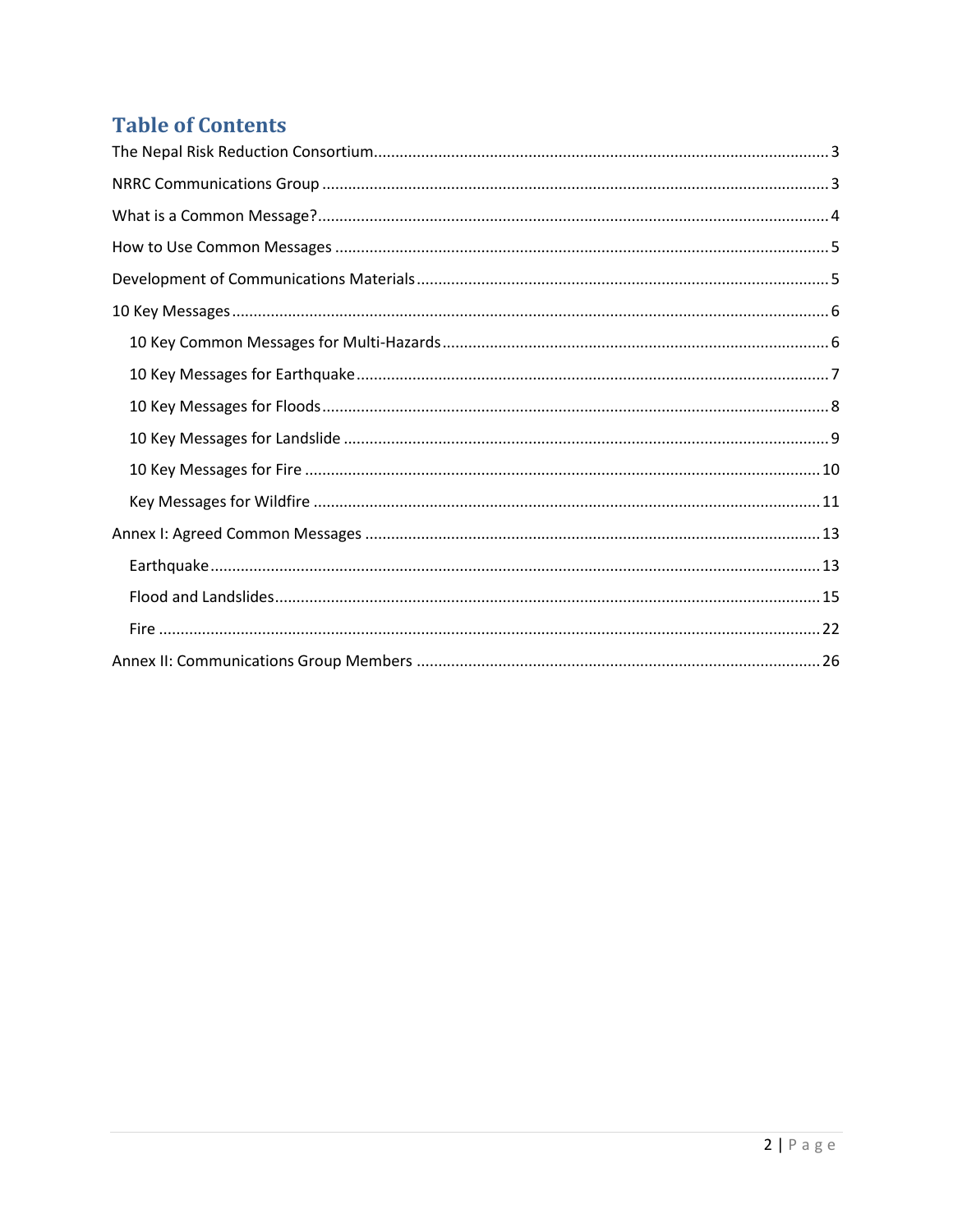# Table of Contents

The Nepal Risk Reduction Consortium ........ 3

NRRC Communications Group ........ 3

What is a Common Message? ........ 4

How to Use Common Messages ........ 5

Development of Communications Materials ........ 5

10 Key Messages ........ 6

- 10 Key Common Messages for Multi-Hazards ........ 6
- 10 Key Messages for Earthquake ........ 7
- 10 Key Messages for Floods ........ 8
- 10 Key Messages for Landslide ........ 9
- 10 Key Messages for Fire ........ 10
- Key Messages for Wildfire ........ 11

Annex I: Agreed Common Messages ........ 13

- Earthquake ........ 13
- Flood and Landslides ........ 15
- Fire ........ 22

Annex II: Communications Group Members ........ 26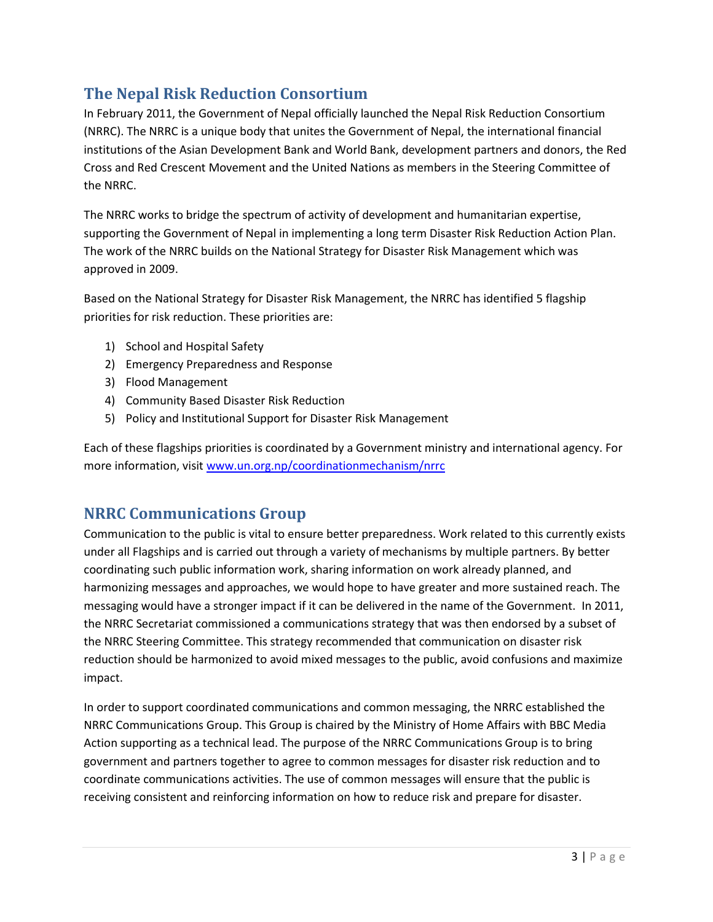## The Nepal Risk Reduction Consortium

In February 2011, the Government of Nepal officially launched the Nepal Risk Reduction Consortium (NRRC). The NRRC is a unique body that unites the Government of Nepal, the international financial institutions of the Asian Development Bank and World Bank, development partners and donors, the Red Cross and Red Crescent Movement and the United Nations as members in the Steering Committee of the NRRC.

The NRRC works to bridge the spectrum of activity of development and humanitarian expertise, supporting the Government of Nepal in implementing a long term Disaster Risk Reduction Action Plan. The work of the NRRC builds on the National Strategy for Disaster Risk Management which was approved in 2009.

Based on the National Strategy for Disaster Risk Management, the NRRC has identified 5 flagship priorities for risk reduction. These priorities are:

1) School and Hospital Safety
2) Emergency Preparedness and Response
3) Flood Management
4) Community Based Disaster Risk Reduction
5) Policy and Institutional Support for Disaster Risk Management

Each of these flagships priorities is coordinated by a Government ministry and international agency. For more information, visit [www.un.org.np/coordinationmechanism/nrrc](www.un.org.np/coordinationmechanism/nrrc)

## NRRC Communications Group

Communication to the public is vital to ensure better preparedness. Work related to this currently exists under all Flagships and is carried out through a variety of mechanisms by multiple partners. By better coordinating such public information work, sharing information on work already planned, and harmonizing messages and approaches, we would hope to have greater and more sustained reach. The messaging would have a stronger impact if it can be delivered in the name of the Government. In 2011, the NRRC Secretariat commissioned a communications strategy that was then endorsed by a subset of the NRRC Steering Committee. This strategy recommended that communication on disaster risk reduction should be harmonized to avoid mixed messages to the public, avoid confusions and maximize impact.

In order to support coordinated communications and common messaging, the NRRC established the NRRC Communications Group. This Group is chaired by the Ministry of Home Affairs with BBC Media Action supporting as a technical lead. The purpose of the NRRC Communications Group is to bring government and partners together to agree to common messages for disaster risk reduction and to coordinate communications activities. The use of common messages will ensure that the public is receiving consistent and reinforcing information on how to reduce risk and prepare for disaster.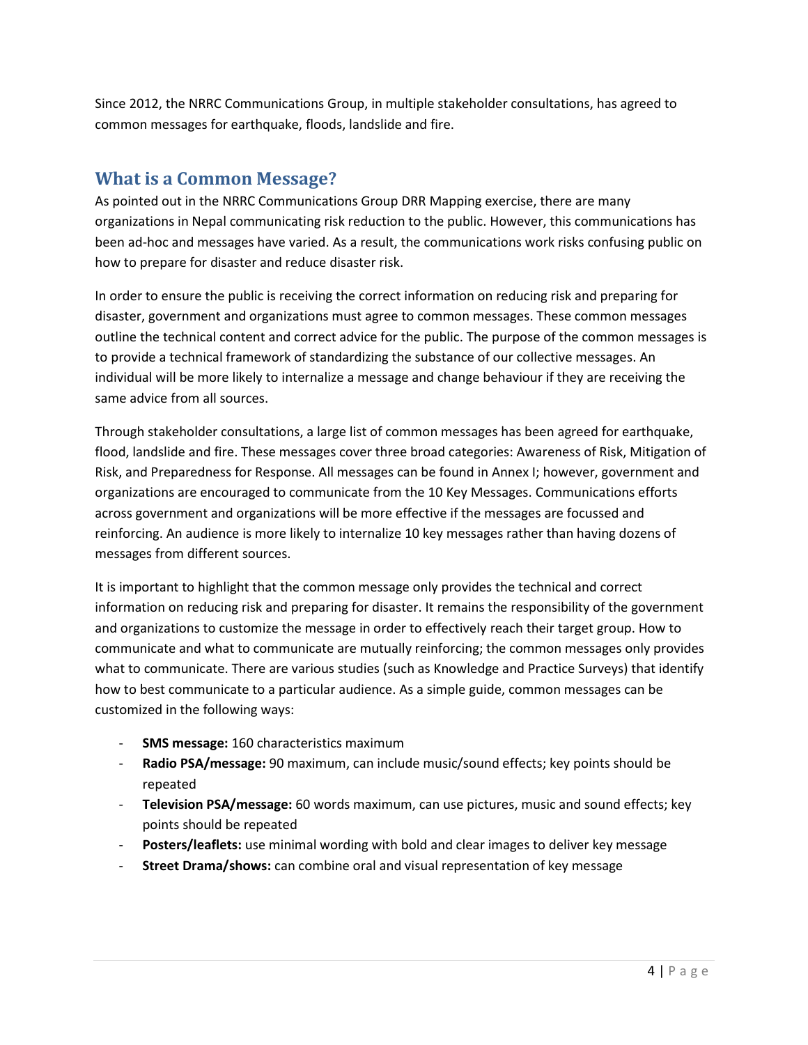Since 2012, the NRRC Communications Group, in multiple stakeholder consultations, has agreed to common messages for earthquake, floods, landslide and fire.

## What is a Common Message?

As pointed out in the NRRC Communications Group DRR Mapping exercise, there are many organizations in Nepal communicating risk reduction to the public. However, this communications has been ad-hoc and messages have varied. As a result, the communications work risks confusing public on how to prepare for disaster and reduce disaster risk.

In order to ensure the public is receiving the correct information on reducing risk and preparing for disaster, government and organizations must agree to common messages. These common messages outline the technical content and correct advice for the public. The purpose of the common messages is to provide a technical framework of standardizing the substance of our collective messages. An individual will be more likely to internalize a message and change behaviour if they are receiving the same advice from all sources.

Through stakeholder consultations, a large list of common messages has been agreed for earthquake, flood, landslide and fire. These messages cover three broad categories: Awareness of Risk, Mitigation of Risk, and Preparedness for Response. All messages can be found in Annex I; however, government and organizations are encouraged to communicate from the 10 Key Messages. Communications efforts across government and organizations will be more effective if the messages are focussed and reinforcing. An audience is more likely to internalize 10 key messages rather than having dozens of messages from different sources.

It is important to highlight that the common message only provides the technical and correct information on reducing risk and preparing for disaster. It remains the responsibility of the government and organizations to customize the message in order to effectively reach their target group. How to communicate and what to communicate are mutually reinforcing; the common messages only provides what to communicate. There are various studies (such as Knowledge and Practice Surveys) that identify how to best communicate to a particular audience. As a simple guide, common messages can be customized in the following ways:

- **SMS message:** 160 characteristics maximum
- **Radio PSA/message:** 90 maximum, can include music/sound effects; key points should be repeated
- **Television PSA/message:** 60 words maximum, can use pictures, music and sound effects; key points should be repeated
- **Posters/leaflets:** use minimal wording with bold and clear images to deliver key message
- **Street Drama/shows:** can combine oral and visual representation of key message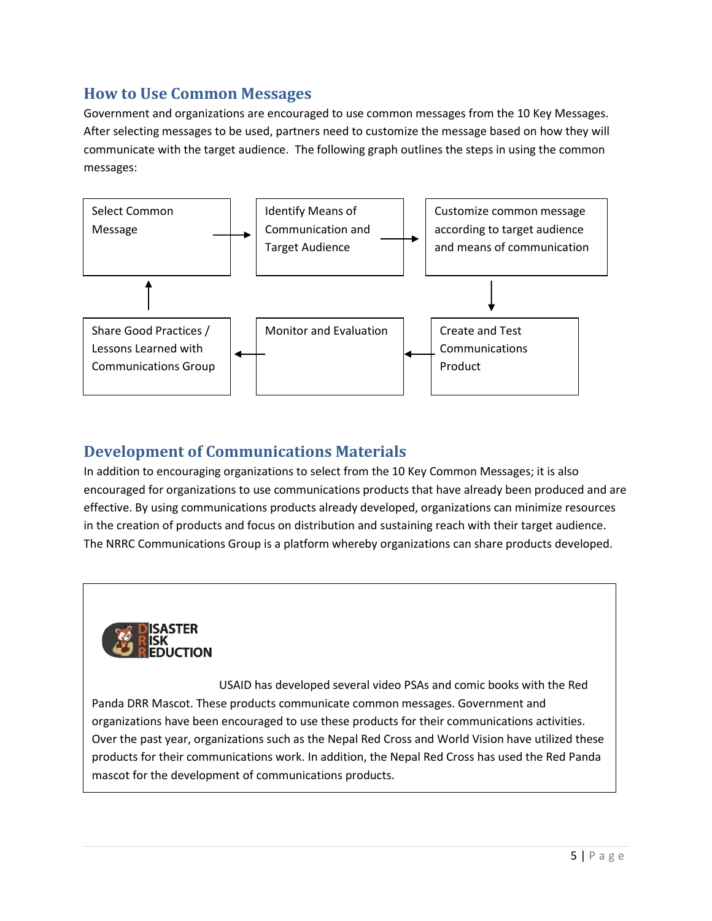## How to Use Common Messages

Government and organizations are encouraged to use common messages from the 10 Key Messages. After selecting messages to be used, partners need to customize the message based on how they will communicate with the target audience. The following graph outlines the steps in using the common messages:

1. Select Common Message →
2. Identify Means of Communication and Target Audience →
3. Customize common message according to target audience and means of communication →
4. Create and Test Communications Product →
5. Monitor and Evaluation →
6. Share Good Practices / Lessons Learned with Communications Group → (back to Select Common Message)

## Development of Communications Materials

In addition to encouraging organizations to select from the 10 Key Common Messages; it is also encouraged for organizations to use communications products that have already been produced and are effective. By using communications products already developed, organizations can minimize resources in the creation of products and focus on distribution and sustaining reach with their target audience. The NRRC Communications Group is a platform whereby organizations can share products developed.

> DISASTER RISK REDUCTION
>
> USAID has developed several video PSAs and comic books with the Red Panda DRR Mascot. These products communicate common messages. Government and organizations have been encouraged to use these products for their communications activities. Over the past year, organizations such as the Nepal Red Cross and World Vision have utilized these products for their communications work. In addition, the Nepal Red Cross has used the Red Panda mascot for the development of communications products.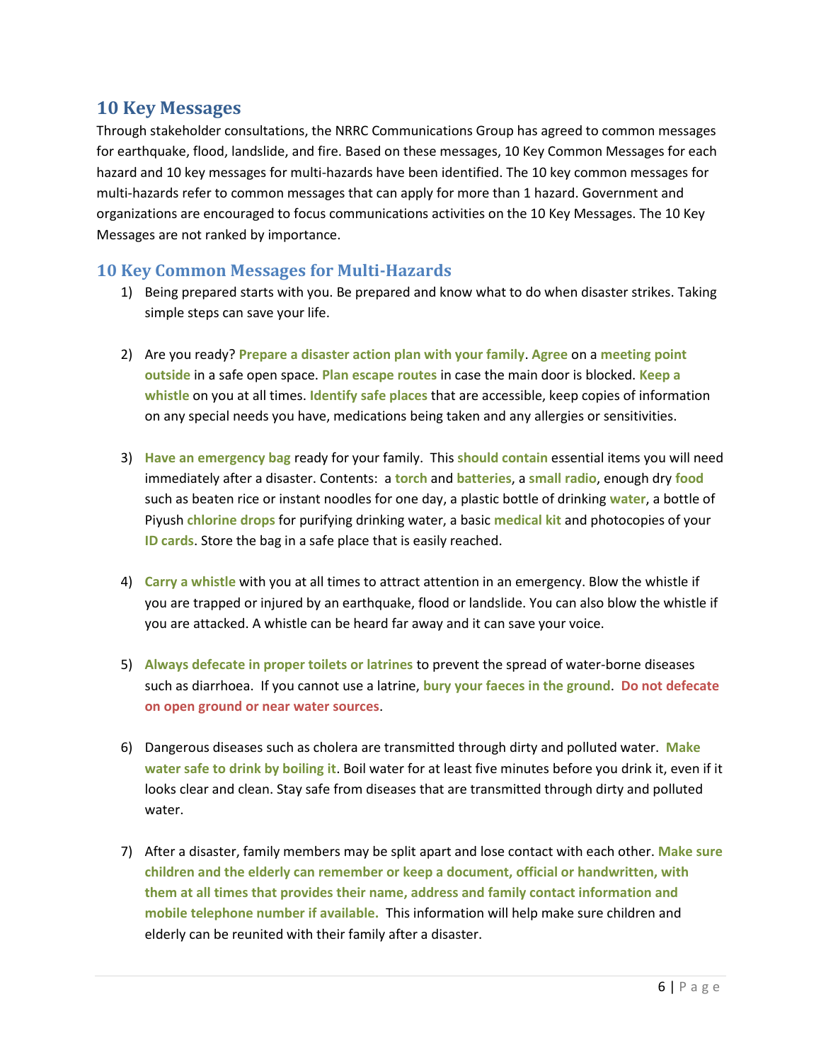## 10 Key Messages

Through stakeholder consultations, the NRRC Communications Group has agreed to common messages for earthquake, flood, landslide, and fire. Based on these messages, 10 Key Common Messages for each hazard and 10 key messages for multi-hazards have been identified. The 10 key common messages for multi-hazards refer to common messages that can apply for more than 1 hazard. Government and organizations are encouraged to focus communications activities on the 10 Key Messages. The 10 Key Messages are not ranked by importance.

### 10 Key Common Messages for Multi-Hazards

1) Being prepared starts with you. Be prepared and know what to do when disaster strikes. Taking simple steps can save your life.

2) Are you ready? **Prepare a disaster action plan with your family**. **Agree** on a **meeting point outside** in a safe open space. **Plan escape routes** in case the main door is blocked. **Keep a whistle** on you at all times. **Identify safe places** that are accessible, keep copies of information on any special needs you have, medications being taken and any allergies or sensitivities.

3) **Have an emergency bag** ready for your family. This **should contain** essential items you will need immediately after a disaster. Contents: a **torch** and **batteries**, a **small radio**, enough dry **food** such as beaten rice or instant noodles for one day, a plastic bottle of drinking **water**, a bottle of Piyush **chlorine drops** for purifying drinking water, a basic **medical kit** and photocopies of your **ID cards**. Store the bag in a safe place that is easily reached.

4) **Carry a whistle** with you at all times to attract attention in an emergency. Blow the whistle if you are trapped or injured by an earthquake, flood or landslide. You can also blow the whistle if you are attacked. A whistle can be heard far away and it can save your voice.

5) **Always defecate in proper toilets or latrines** to prevent the spread of water-borne diseases such as diarrhoea. If you cannot use a latrine, **bury your faeces in the ground**. **Do not defecate on open ground or near water sources**.

6) Dangerous diseases such as cholera are transmitted through dirty and polluted water. **Make water safe to drink by boiling it**. Boil water for at least five minutes before you drink it, even if it looks clear and clean. Stay safe from diseases that are transmitted through dirty and polluted water.

7) After a disaster, family members may be split apart and lose contact with each other. **Make sure children and the elderly can remember or keep a document, official or handwritten, with them at all times that provides their name, address and family contact information and mobile telephone number if available.** This information will help make sure children and elderly can be reunited with their family after a disaster.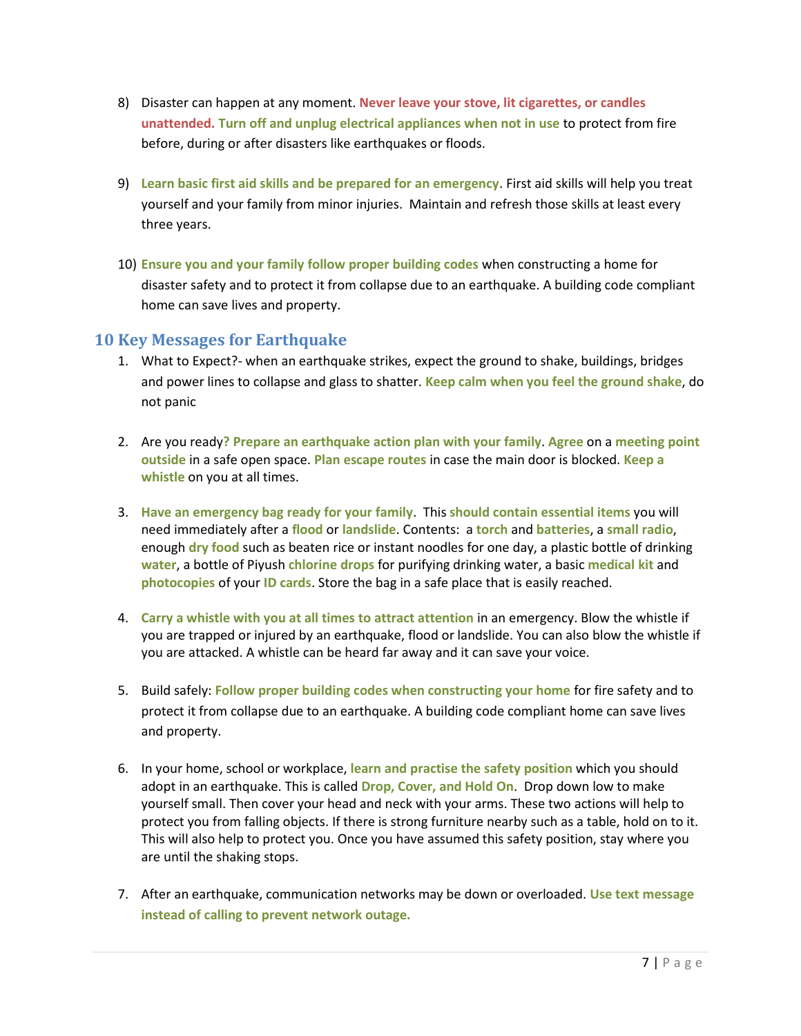8) Disaster can happen at any moment. **Never leave your stove, lit cigarettes, or candles unattended.** **Turn off and unplug electrical appliances when not in use** to protect from fire before, during or after disasters like earthquakes or floods.

9) **Learn basic first aid skills and be prepared for an emergency**. First aid skills will help you treat yourself and your family from minor injuries. Maintain and refresh those skills at least every three years.

10) **Ensure you and your family follow proper building codes** when constructing a home for disaster safety and to protect it from collapse due to an earthquake. A building code compliant home can save lives and property.

## 10 Key Messages for Earthquake

1. What to Expect?- when an earthquake strikes, expect the ground to shake, buildings, bridges and power lines to collapse and glass to shatter. **Keep calm when you feel the ground shake**, do not panic

2. Are you ready**? Prepare an earthquake action plan with your family**. **Agree** on a **meeting point outside** in a safe open space. **Plan escape routes** in case the main door is blocked. **Keep a whistle** on you at all times.

3. **Have an emergency bag ready for your family**. This **should contain essential items** you will need immediately after a **flood** or **landslide**. Contents: a **torch** and **batteries**, a **small radio**, enough **dry food** such as beaten rice or instant noodles for one day, a plastic bottle of drinking **water**, a bottle of Piyush **chlorine drops** for purifying drinking water, a basic **medical kit** and **photocopies** of your **ID cards**. Store the bag in a safe place that is easily reached.

4. **Carry a whistle with you at all times to attract attention** in an emergency. Blow the whistle if you are trapped or injured by an earthquake, flood or landslide. You can also blow the whistle if you are attacked. A whistle can be heard far away and it can save your voice.

5. Build safely: **Follow proper building codes when constructing your home** for fire safety and to protect it from collapse due to an earthquake. A building code compliant home can save lives and property.

6. In your home, school or workplace, **learn and practise the safety position** which you should adopt in an earthquake. This is called **Drop, Cover, and Hold On**. Drop down low to make yourself small. Then cover your head and neck with your arms. These two actions will help to protect you from falling objects. If there is strong furniture nearby such as a table, hold on to it. This will also help to protect you. Once you have assumed this safety position, stay where you are until the shaking stops.

7. After an earthquake, communication networks may be down or overloaded. **Use text message instead of calling to prevent network outage.**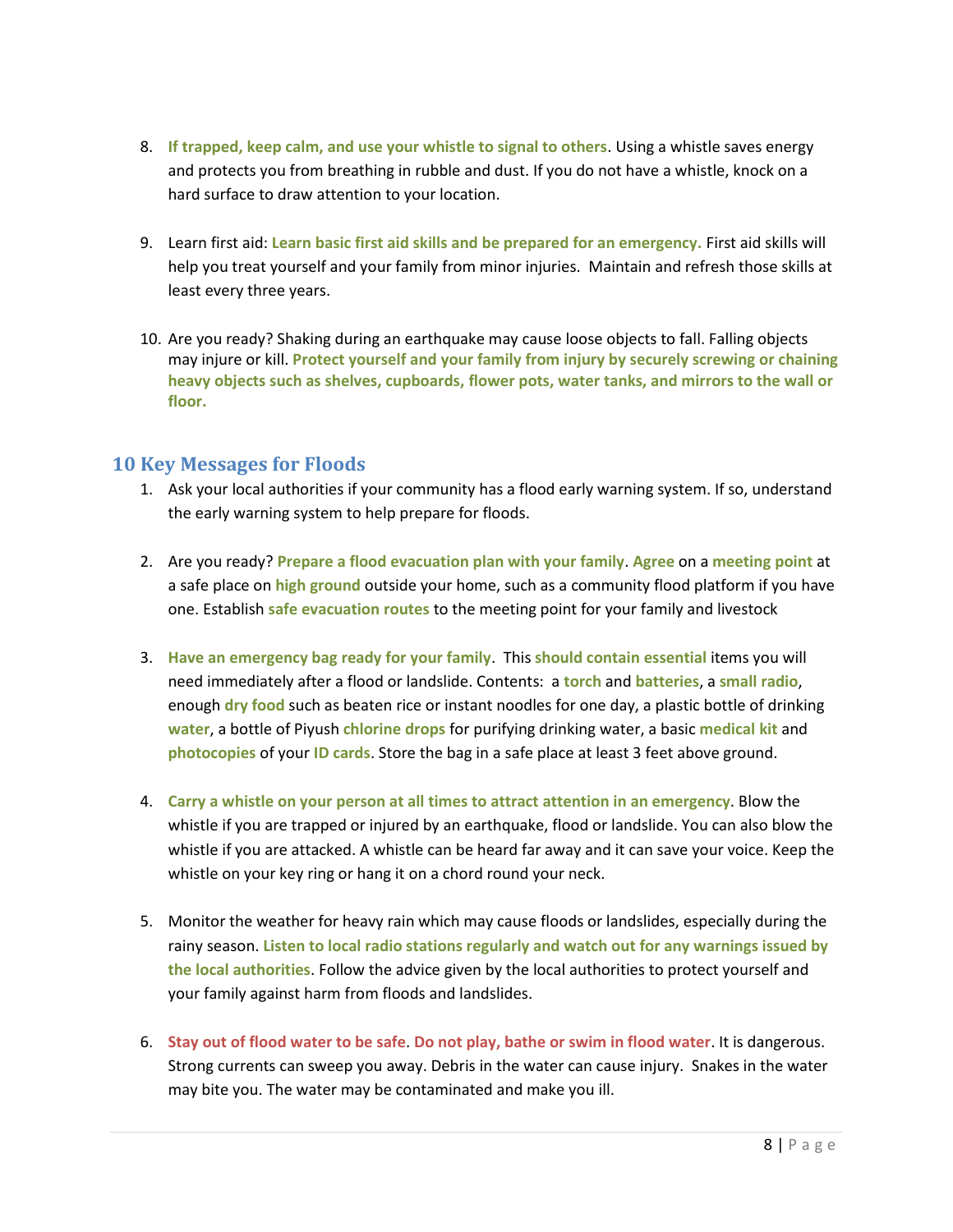8. **If trapped, keep calm, and use your whistle to signal to others**. Using a whistle saves energy and protects you from breathing in rubble and dust. If you do not have a whistle, knock on a hard surface to draw attention to your location.

9. Learn first aid: **Learn basic first aid skills and be prepared for an emergency.** First aid skills will help you treat yourself and your family from minor injuries. Maintain and refresh those skills at least every three years.

10. Are you ready? Shaking during an earthquake may cause loose objects to fall. Falling objects may injure or kill. **Protect yourself and your family from injury by securely screwing or chaining heavy objects such as shelves, cupboards, flower pots, water tanks, and mirrors to the wall or floor.**

## 10 Key Messages for Floods

1. Ask your local authorities if your community has a flood early warning system. If so, understand the early warning system to help prepare for floods.

2. Are you ready? **Prepare a flood evacuation plan with your family**. **Agree** on a **meeting point** at a safe place on **high ground** outside your home, such as a community flood platform if you have one. Establish **safe evacuation routes** to the meeting point for your family and livestock

3. **Have an emergency bag ready for your family**. This **should contain essential** items you will need immediately after a flood or landslide. Contents: a **torch** and **batteries**, a **small radio**, enough **dry food** such as beaten rice or instant noodles for one day, a plastic bottle of drinking **water**, a bottle of Piyush **chlorine drops** for purifying drinking water, a basic **medical kit** and **photocopies** of your **ID cards**. Store the bag in a safe place at least 3 feet above ground.

4. **Carry a whistle on your person at all times to attract attention in an emergency**. Blow the whistle if you are trapped or injured by an earthquake, flood or landslide. You can also blow the whistle if you are attacked. A whistle can be heard far away and it can save your voice. Keep the whistle on your key ring or hang it on a chord round your neck.

5. Monitor the weather for heavy rain which may cause floods or landslides, especially during the rainy season. **Listen to local radio stations regularly and watch out for any warnings issued by the local authorities**. Follow the advice given by the local authorities to protect yourself and your family against harm from floods and landslides.

6. **Stay out of flood water to be safe**. **Do not play, bathe or swim in flood water**. It is dangerous. Strong currents can sweep you away. Debris in the water can cause injury. Snakes in the water may bite you. The water may be contaminated and make you ill.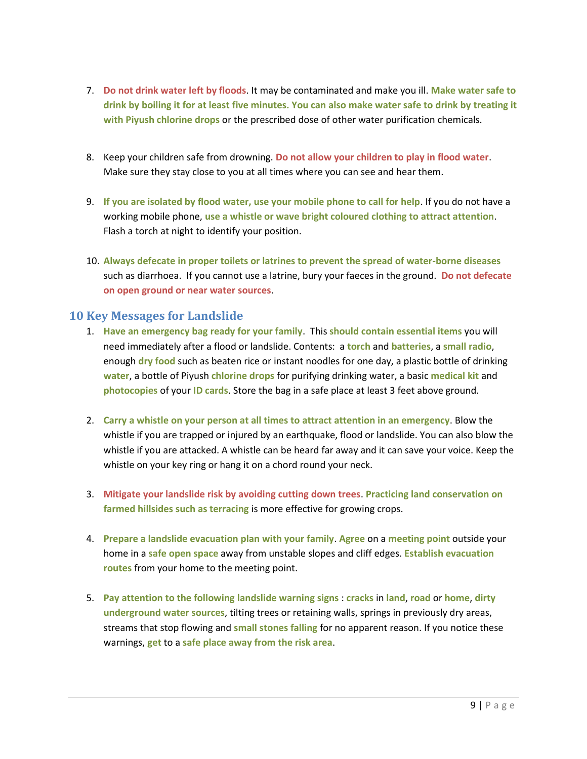7. **Do not drink water left by floods**. It may be contaminated and make you ill. **Make water safe to drink by boiling it for at least five minutes. You can also make water safe to drink by treating it with Piyush chlorine drops** or the prescribed dose of other water purification chemicals.

8. Keep your children safe from drowning. **Do not allow your children to play in flood water**. Make sure they stay close to you at all times where you can see and hear them.

9. **If you are isolated by flood water, use your mobile phone to call for help**. If you do not have a working mobile phone, **use a whistle or wave bright coloured clothing to attract attention**. Flash a torch at night to identify your position.

10. **Always defecate in proper toilets or latrines to prevent the spread of water-borne diseases** such as diarrhoea. If you cannot use a latrine, bury your faeces in the ground. **Do not defecate on open ground or near water sources**.

## 10 Key Messages for Landslide

1. **Have an emergency bag ready for your family**. This **should contain essential items** you will need immediately after a flood or landslide. Contents: a **torch** and **batteries**, a **small radio**, enough **dry food** such as beaten rice or instant noodles for one day, a plastic bottle of drinking **water**, a bottle of Piyush **chlorine drops** for purifying drinking water, a basic **medical kit** and **photocopies** of your **ID cards**. Store the bag in a safe place at least 3 feet above ground.

2. **Carry a whistle on your person at all times to attract attention in an emergency**. Blow the whistle if you are trapped or injured by an earthquake, flood or landslide. You can also blow the whistle if you are attacked. A whistle can be heard far away and it can save your voice. Keep the whistle on your key ring or hang it on a chord round your neck.

3. **Mitigate your landslide risk by avoiding cutting down trees**. **Practicing land conservation on farmed hillsides such as terracing** is more effective for growing crops.

4. **Prepare a landslide evacuation plan with your family**. **Agree** on a **meeting point** outside your home in a **safe open space** away from unstable slopes and cliff edges. **Establish evacuation routes** from your home to the meeting point.

5. **Pay attention to the following landslide warning signs** : **cracks** in **land**, **road** or **home**, **dirty underground water sources**, tilting trees or retaining walls, springs in previously dry areas, streams that stop flowing and **small stones falling** for no apparent reason. If you notice these warnings, **get** to a **safe place away from the risk area**.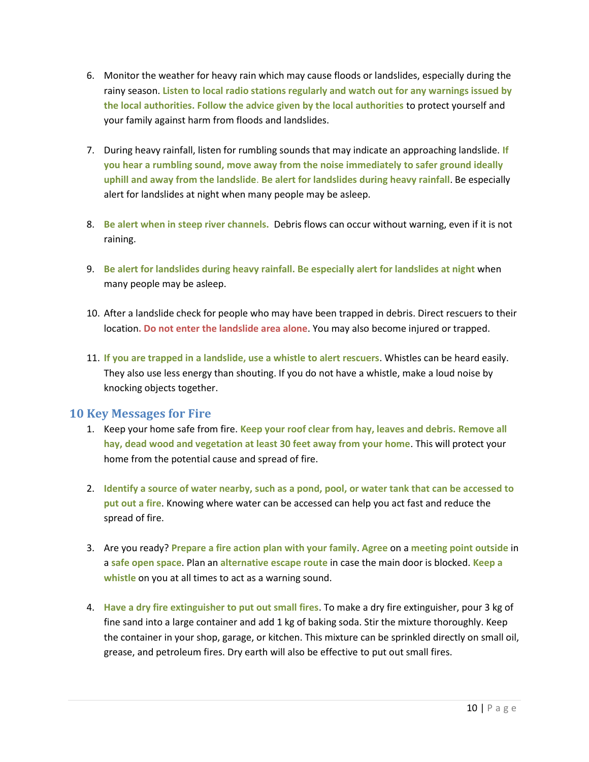6. Monitor the weather for heavy rain which may cause floods or landslides, especially during the rainy season. **Listen to local radio stations regularly and watch out for any warnings issued by the local authorities. Follow the advice given by the local authorities** to protect yourself and your family against harm from floods and landslides.

7. During heavy rainfall, listen for rumbling sounds that may indicate an approaching landslide. **If you hear a rumbling sound, move away from the noise immediately to safer ground ideally uphill and away from the landslide**. **Be alert for landslides during heavy rainfall**. Be especially alert for landslides at night when many people may be asleep.

8. **Be alert when in steep river channels.** Debris flows can occur without warning, even if it is not raining.

9. **Be alert for landslides during heavy rainfall. Be especially alert for landslides at night** when many people may be asleep.

10. After a landslide check for people who may have been trapped in debris. Direct rescuers to their location. **Do not enter the landslide area alone**. You may also become injured or trapped.

11. **If you are trapped in a landslide, use a whistle to alert rescuers**. Whistles can be heard easily. They also use less energy than shouting. If you do not have a whistle, make a loud noise by knocking objects together.

## 10 Key Messages for Fire

1. Keep your home safe from fire. **Keep your roof clear from hay, leaves and debris. Remove all hay, dead wood and vegetation at least 30 feet away from your home**. This will protect your home from the potential cause and spread of fire.

2. **Identify a source of water nearby, such as a pond, pool, or water tank that can be accessed to put out a fire**. Knowing where water can be accessed can help you act fast and reduce the spread of fire.

3. Are you ready? **Prepare a fire action plan with your family**. **Agree** on a **meeting point outside** in a **safe open space**. Plan an **alternative escape route** in case the main door is blocked. **Keep a whistle** on you at all times to act as a warning sound.

4. **Have a dry fire extinguisher to put out small fires**. To make a dry fire extinguisher, pour 3 kg of fine sand into a large container and add 1 kg of baking soda. Stir the mixture thoroughly. Keep the container in your shop, garage, or kitchen. This mixture can be sprinkled directly on small oil, grease, and petroleum fires. Dry earth will also be effective to put out small fires.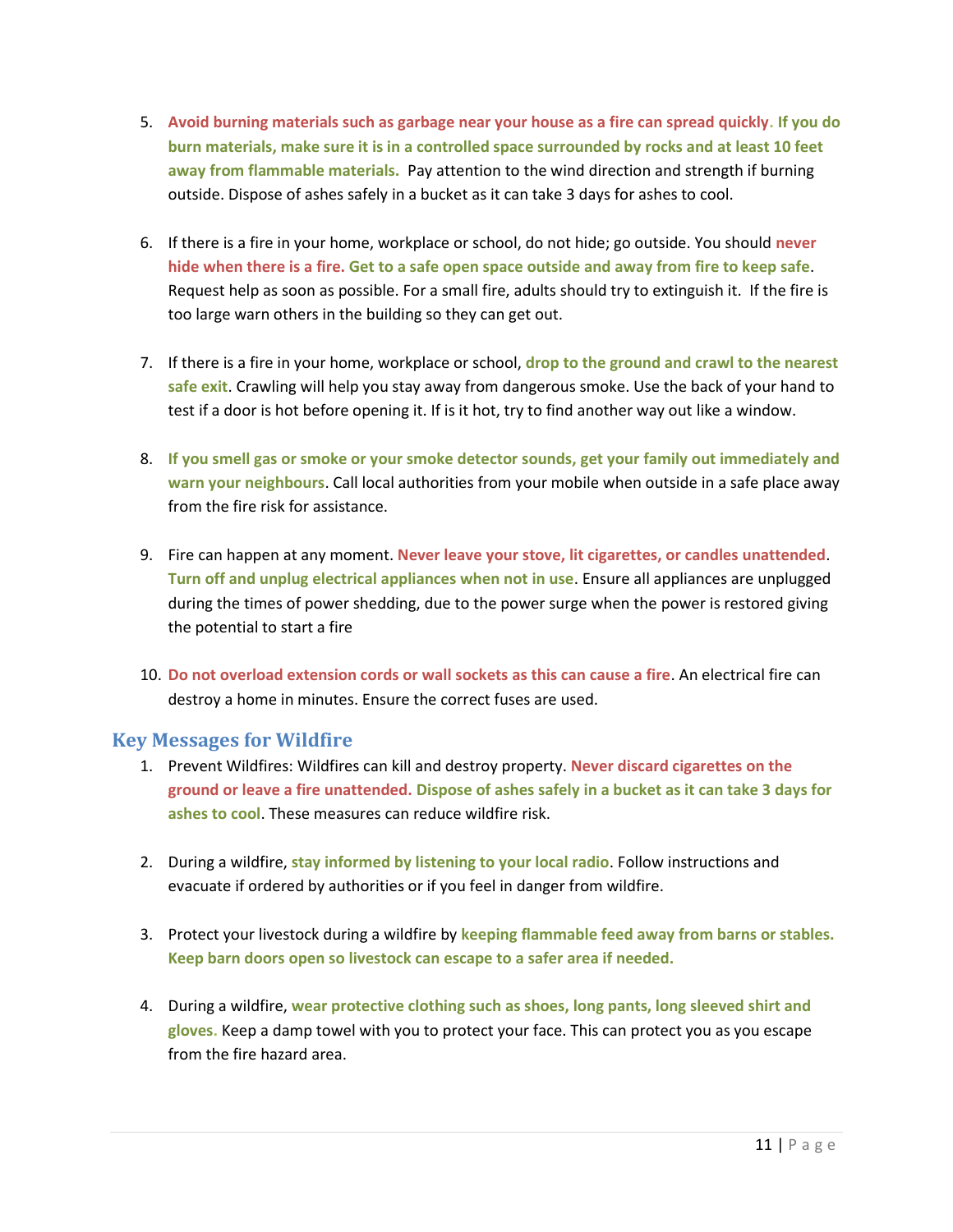5. **Avoid burning materials such as garbage near your house as a fire can spread quickly. If you do burn materials, make sure it is in a controlled space surrounded by rocks and at least 10 feet away from flammable materials.** Pay attention to the wind direction and strength if burning outside. Dispose of ashes safely in a bucket as it can take 3 days for ashes to cool.

6. If there is a fire in your home, workplace or school, do not hide; go outside. You should **never hide when there is a fire. Get to a safe open space outside and away from fire to keep safe**. Request help as soon as possible. For a small fire, adults should try to extinguish it. If the fire is too large warn others in the building so they can get out.

7. If there is a fire in your home, workplace or school, **drop to the ground and crawl to the nearest safe exit**. Crawling will help you stay away from dangerous smoke. Use the back of your hand to test if a door is hot before opening it. If is it hot, try to find another way out like a window.

8. **If you smell gas or smoke or your smoke detector sounds, get your family out immediately and warn your neighbours**. Call local authorities from your mobile when outside in a safe place away from the fire risk for assistance.

9. Fire can happen at any moment. **Never leave your stove, lit cigarettes, or candles unattended**. **Turn off and unplug electrical appliances when not in use**. Ensure all appliances are unplugged during the times of power shedding, due to the power surge when the power is restored giving the potential to start a fire

10. **Do not overload extension cords or wall sockets as this can cause a fire**. An electrical fire can destroy a home in minutes. Ensure the correct fuses are used.

## Key Messages for Wildfire

1. Prevent Wildfires: Wildfires can kill and destroy property. **Never discard cigarettes on the ground or leave a fire unattended. Dispose of ashes safely in a bucket as it can take 3 days for ashes to cool**. These measures can reduce wildfire risk.

2. During a wildfire, **stay informed by listening to your local radio**. Follow instructions and evacuate if ordered by authorities or if you feel in danger from wildfire.

3. Protect your livestock during a wildfire by **keeping flammable feed away from barns or stables. Keep barn doors open so livestock can escape to a safer area if needed.**

4. During a wildfire, **wear protective clothing such as shoes, long pants, long sleeved shirt and gloves.** Keep a damp towel with you to protect your face. This can protect you as you escape from the fire hazard area.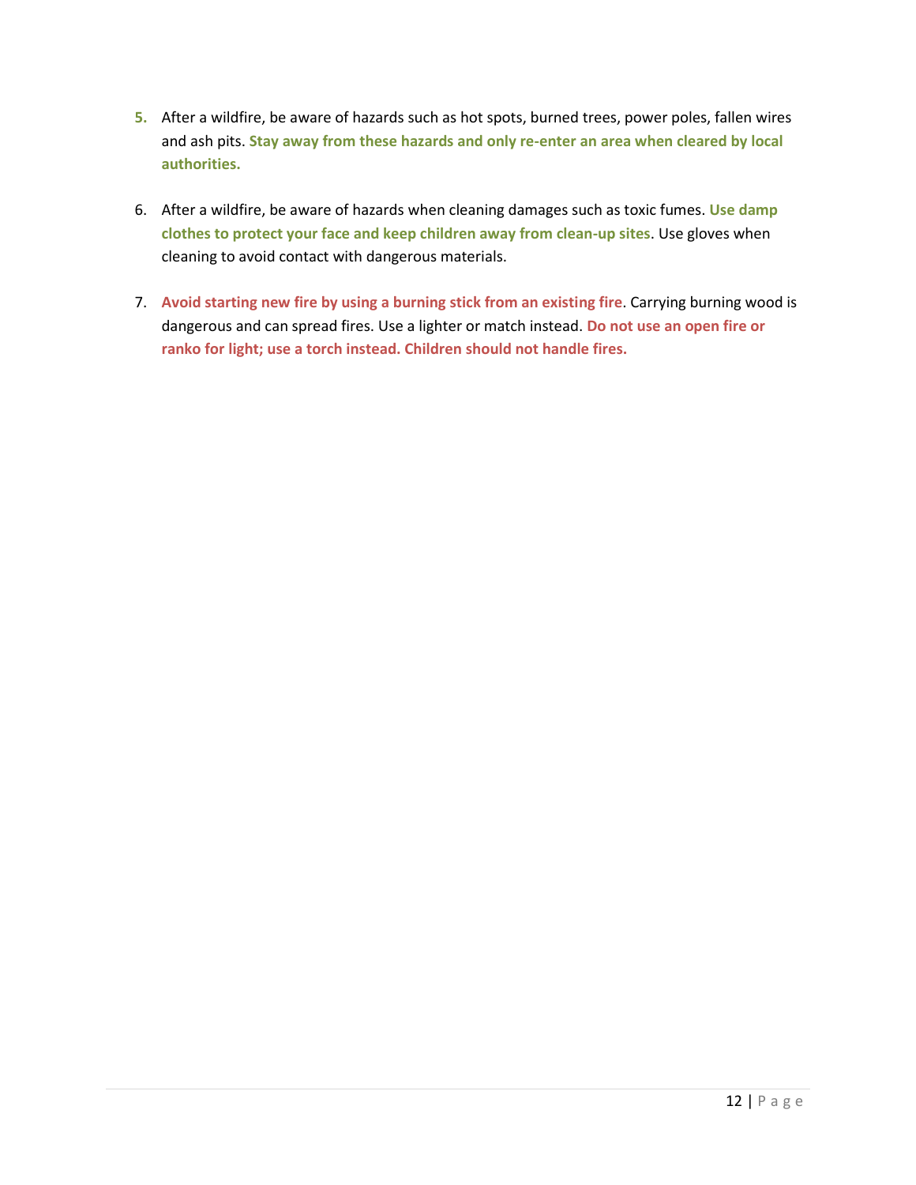5. After a wildfire, be aware of hazards such as hot spots, burned trees, power poles, fallen wires and ash pits. **Stay away from these hazards and only re-enter an area when cleared by local authorities.**

6. After a wildfire, be aware of hazards when cleaning damages such as toxic fumes. **Use damp clothes to protect your face and keep children away from clean-up sites**. Use gloves when cleaning to avoid contact with dangerous materials.

7. **Avoid starting new fire by using a burning stick from an existing fire**. Carrying burning wood is dangerous and can spread fires. Use a lighter or match instead. **Do not use an open fire or ranko for light; use a torch instead. Children should not handle fires.**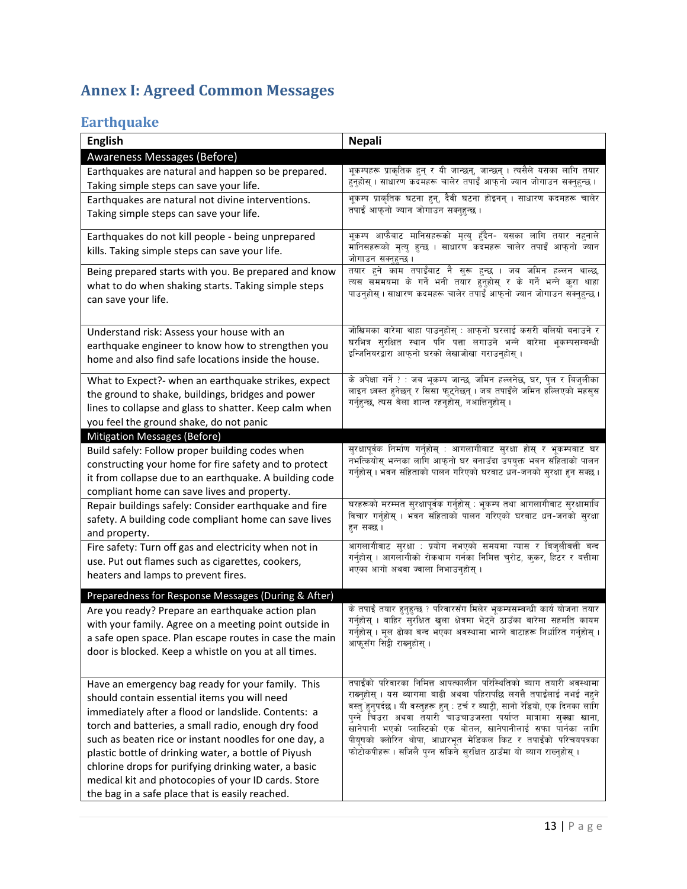# Annex I: Agreed Common Messages

## Earthquake

| English | Nepali |
|---|---|
| **Awareness Messages (Before)** | |
| Earthquakes are natural and happen so be prepared. Taking simple steps can save your life. | भूकम्पहरू प्राकृतिक हुन् र यी जान्छन्, जान्छन् । त्यसैले यसका लागि तयार हुनुहोस् । साधारण कदमहरू चालेर तपाईं आफ्नो ज्यान जोगाउन सक्नुहुन्छ । |
| Earthquakes are natural not divine interventions. Taking simple steps can save your life. | भूकम्प प्राकृतिक घटना हुन्, दैवी घटना होइनन् । साधारण कदमहरू चालेर तपाईं आफ्नो ज्यान जोगाउन सक्नुहुन्छ । |
| Earthquakes do not kill people - being unprepared kills. Taking simple steps can save your life. | भूकम्प आफैबाट मानिसहरूको मृत्यु हुँदैन- यसका लागि तयार नहुनाले मानिसहरूको मृत्यु हुन्छ । साधारण कदमहरू चालेर तपाईं आफ्नो ज्यान जोगाउन सक्नुहुन्छ । |
| Being prepared starts with you. Be prepared and know what to do when shaking starts. Taking simple steps can save your life. | तयार हुने काम तपाईंबाट नै सुरू हुन्छ । जब जमिन हल्लन थाल्छ, त्यस सममयमा के गर्ने भनी तयार हुनुहोस् र के गर्ने भन्ने कुरा थाहा पाउनुहोस् । साधारण कदमहरू चालेर तपाईं आफ्नो ज्यान जोगाउन सक्नुहुन्छ । |
| Understand risk: Assess your house with an earthquake engineer to know how to strengthen you home and also find safe locations inside the house. | जोखिमका बारेमा थाहा पाउनुहोस् : आफ्नो घरलाई कसरी बलियो बनाउने र घरभित्र सुरक्षित स्थान पनि पत्ता लगाउने भन्ने बारेमा भूकम्पसम्बन्धी इन्जिनियरद्वारा आफ्नो घरको लेखाजोखा गराउनुहोस् । |
| What to Expect?- when an earthquake strikes, expect the ground to shake, buildings, bridges and power lines to collapse and glass to shatter. Keep calm when you feel the ground shake, do not panic | के अपेक्षा गर्ने ? : जब भूकम्प जान्छ, जमिन हल्लनेछ, घर, पुल र बिजुलीका लाइन ध्वस्त हुनेछन् र सिसा फुट्नेछन् । जब तपाईंले जमिन हल्लिएको महसुस गर्नुहुन्छ, त्यस बेला शान्त रहनुहोस्, नआत्तिनुहोस् । |
| **Mitigation Messages (Before)** | |
| Build safely: Follow proper building codes when constructing your home for fire safety and to protect it from collapse due to an earthquake. A building code compliant home can save lives and property. | सुरक्षापूर्वक निर्माण गर्नुहोस् : आगलागीबाट सुरक्षा होस् र भूकम्पबाट घर नभत्कियोस् भन्नका लागि आफ्नो घर बनाउँदा उपयुक्त भवन संहिताको पालन गर्नुहोस् । भवन संहिताको पालन गरिएको घरबाट धन-जनको सुरक्षा हुन सक्छ । |
| Repair buildings safely: Consider earthquake and fire safety. A building code compliant home can save lives and property. | घरहरूको मरम्मत सुरक्षापूर्वक गर्नुहोस् : भूकम्प तथा आगलागीबाट सुरक्षामाथि विचार गर्नुहोस् । भवन संहिताको पालन गरिएको घरबाट धन-जनको सुरक्षा हुन सक्छ । |
| Fire safety: Turn off gas and electricity when not in use. Put out flames such as cigarettes, cookers, heaters and lamps to prevent fires. | आगलागीबाट सुरक्षा : प्रयोग नभएको समयमा ग्यास र बिजुलीबत्ती बन्द गर्नुहोस् । आगलागीको रोकथाम गर्नका निमित्त चुरोट, कुकर, हिटर र बत्तीमा भएका आगो अथवा ज्वाला निभाउनुहोस् । |
| **Preparedness for Response Messages (During & After)** | |
| Are you ready? Prepare an earthquake action plan with your family. Agree on a meeting point outside in a safe open space. Plan escape routes in case the main door is blocked. Keep a whistle on you at all times. | के तपाईं तयार हुनुहुन्छ ? परिवारसँग मिलेर भूकम्पसम्बन्धी कार्य योजना तयार गर्नुहोस् । बाहिर सुरक्षित खुला क्षेत्रमा भेट्ने ठाउँका बारेमा सहमति कायम गर्नुहोस् । मूल ढोका बन्द भएका अवस्थामा भाग्ने बाटाहरू निर्धारित गर्नुहोस् । आफूसँग सिट्ठी राख्नुहोस् । |
| Have an emergency bag ready for your family. This should contain essential items you will need immediately after a flood or landslide. Contents: a torch and batteries, a small radio, enough dry food such as beaten rice or instant noodles for one day, a plastic bottle of drinking water, a bottle of Piyush chlorine drops for purifying drinking water, a basic medical kit and photocopies of your ID cards. Store the bag in a safe place that is easily reached. | तपाईंको परिवारका निमित्त आपत्कालीन परिस्थितिको ब्याग तयारी अवस्थामा राख्नुहोस् । यस ब्यागमा बाढी अथवा पहिरापछि लगत्तै तपाईंलाई नभई नहुने वस्तु हुनुपर्दछ । यी वस्तुहरू हुन् : टर्च र ब्याट्री, सानो रेडियो, एक दिनका लागि पुग्ने चिउरा अथवा तयारी चाउचाउजस्ता पर्याप्त मात्रामा सुक्खा खाना, खानेपानी भएको प्लास्टिको एक बोतल, खानेपानीलाई सफा पार्नका लागि पीयूषको क्लोरिन थोपा, आधारभूत मेडिकल किट र तपाईंको परिचयपत्रका फोटोकपीहरू । सजिलै पुग्न सकिने सुरक्षित ठाउँमा यो ब्याग राख्नुहोस् । |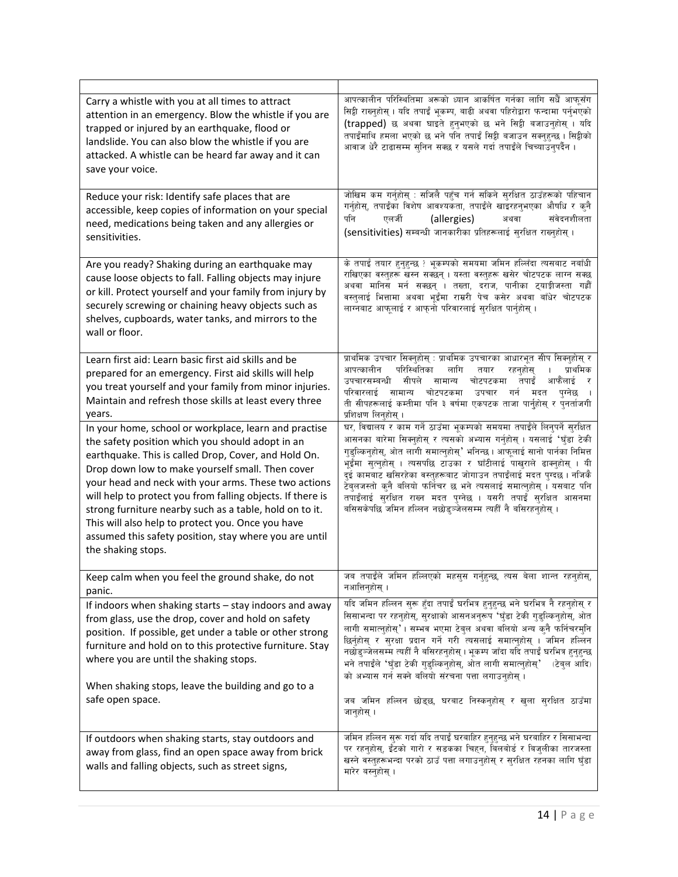| | |
|---|---|
| Carry a whistle with you at all times to attract attention in an emergency. Blow the whistle if you are trapped or injured by an earthquake, flood or landslide. You can also blow the whistle if you are attacked. A whistle can be heard far away and it can save your voice. | आपत्कालीन परिस्थितिमा अरूको ध्यान आकर्षित गर्नका लागि सधैं आफूसँग सिट्ठी राख्नुहोस् । यदि तपाईं भूकम्प, बाढी अथवा पहिरोद्वारा फन्दामा पर्नुभएको (trapped) छ अथवा घाइते हुनुभएको छ भने सिट्ठी बजाउनुहोस् । यदि तपाईंमाथि हमला भएको छ भने पनि तपाईं सिट्ठी बजाउन सक्नुहुन्छ । सिट्ठीको आवाज धेरै टाढासम्म सुनिन सक्छ र यसले गर्दा तपाईंले चिच्याउनुपर्दैन । |
| Reduce your risk: Identify safe places that are accessible, keep copies of information on your special need, medications being taken and any allergies or sensitivities. | जोखिम कम गर्नुहोस् : सजिलै पहुँच गर्न सकिने सुरक्षित ठाउँहरूको पहिचान गर्नुहोस्, तपाईंका विशेष आवश्यकता, तपाईंले खाइरहनुभएका औषधि र कुनै पनि एलर्जी (allergies) अथवा संवेदनशीलता (sensitivities) सम्बन्धी जानकारीका प्रतिहरूलाई सुरक्षित राख्नुहोस् । |
| Are you ready? Shaking during an earthquake may cause loose objects to fall. Falling objects may injure or kill. Protect yourself and your family from injury by securely screwing or chaining heavy objects such as shelves, cupboards, water tanks, and mirrors to the wall or floor. | के तपाईं तयार हुनुहुन्छ ? भूकम्पको समयमा जमिन हल्लिँदा त्यसबाट नबाँधी राखिएका वस्तुहरू खस्न सक्छन् । यस्ता वस्तुहरू खसेर चोटपटक लाग्न सक्छ अथवा मानिस मर्न सक्छन् । तख्ता, दराज, पानीका ट्याङ्कीजस्ता गह्रौं वस्तुलाई भित्तामा अथवा भूईंमा राम्ररी पेच कसेर अथवा बाँधेर चोटपटक लाग्नबाट आफूलाई र आफ्नो परिवारलाई सुरक्षित पार्नुहोस् । |
| Learn first aid: Learn basic first aid skills and be prepared for an emergency. First aid skills will help you treat yourself and your family from minor injuries. Maintain and refresh those skills at least every three years. | प्राथमिक उपचार सिक्नुहोस् : प्राथमिक उपचारका आधारभूत सीप सिक्नुहोस् र आपत्कालीन परिस्थितिका लागि तयार रहनुहोस् । प्राथमिक उपचारसम्बन्धी सीपले सामान्य चोटपटकमा तपाईं आफैंलाई र परिवारलाई सामान्य चोटपटकमा उपचार गर्न मदत पुग्नेछ । ती सीपहरूलाई कम्तीमा पनि ३ वर्षमा एकपटक ताजा पार्नुहोस् र पुनर्ताजगी प्रशिक्षण लिनुहोस् । |
| In your home, school or workplace, learn and practise the safety position which you should adopt in an earthquake. This is called Drop, Cover, and Hold On. Drop down low to make yourself small. Then cover your head and neck with your arms. These two actions will help to protect you from falling objects. If there is strong furniture nearby such as a table, hold on to it. This will also help to protect you. Once you have assumed this safety position, stay where you are until the shaking stops. | घर, विद्यालय र काम गर्ने ठाउँमा भूकम्पको समयमा तपाईंले लिनुपर्ने सुरक्षित आसनका बारेमा सिक्नुहोस् र त्यसको अभ्यास गर्नुहोस् । यसलाई 'घुँडा टेकी गुडुल्किनुहोस्, ओत लागी समात्नुहोस्' भनिन्छ । आफूलाई सानो पार्नका निमित्त भूईंमा सुत्नुहोस् । त्यसपछि टाउका र घाँटीलाई पाखुराले ढाक्नुहोस् । यी दुई कामबाट खसिरहेका वस्तुहरूबाट जोगाउन तपाईंलाई मदत पुग्दछ । नजिकै टेबुलजस्तो कुनै बलियो फर्निचर छ भने त्यसलाई समात्नुहोस् । यसबाट पनि तपाईंलाई सुरक्षित राख्न मदत पुग्नेछ । यसरी तपाईं सुरक्षित आसनमा बसिसकेपछि जमिन हल्लिन नछोड्ञ्जेलसम्म त्यहीं नै बसिरहनुहोस् । |
| Keep calm when you feel the ground shake, do not panic. | जब तपाईंले जमिन हल्लिएको महसुस गर्नुहुन्छ, त्यस बेला शान्त रहनुहोस्, नआत्तिनुहोस् । |
| If indoors when shaking starts – stay indoors and away from glass, use the drop, cover and hold on safety position. If possible, get under a table or other strong furniture and hold on to this protective furniture. Stay where you are until the shaking stops.<br><br>When shaking stops, leave the building and go to a safe open space. | यदि जमिन हल्लिन सुरू हुँदा तपाईं घरभित्र हुनुहुन्छ भने घरभित्र नै रहनुहोस् र सिसाभन्दा पर रहनुहोस्, सुरक्षाको आसनअनुरूप 'घुँडा टेकी गुडुल्किनुहोस्, ओत लागी समात्नुहोस्' । सम्भव भएमा टेबुल अथवा बलियो अन्य कुनै फर्निचरमुनि छिर्नुहोस् र सुरक्षा प्रदान गर्ने गरी त्यसलाई समात्नुहोस् । जमिन हल्लिन नछोड्ञ्जेलसम्म त्यहीं नै बसिरहनुहोस् । भूकम्प जाँदा यदि तपाईं घरभित्र हुनुहुन्छ भने तपाईंले 'घुँडा टेकी गुडुल्किनुहोस्, ओत लागी समात्नुहोस्' (टेबुल आदि) को अभ्यास गर्न सक्ने बलियो संरचना पत्ता लगाउनुहोस् ।<br><br>जब जमिन हल्लिन छोड्छ, घरबाट निस्कनुहोस् र खुला सुरक्षित ठाउँमा जानुहोस् । |
| If outdoors when shaking starts, stay outdoors and away from glass, find an open space away from brick walls and falling objects, such as street signs, | जमिन हल्लिन सुरू गर्दा यदि तपाईं घरबाहिर हुनुहुन्छ भने घरबाहिर र सिसाभन्दा पर रहनुहोस्, ईंटको गारो र सडकका चिह्न, बिलबोर्ड र बिजुलीका तारजस्ता खस्ने वस्तुहरूभन्दा परको ठाउँ पत्ता लगाउनुहोस् र सुरक्षित रहनका लागि घुँडा मारेर बस्नुहोस् । |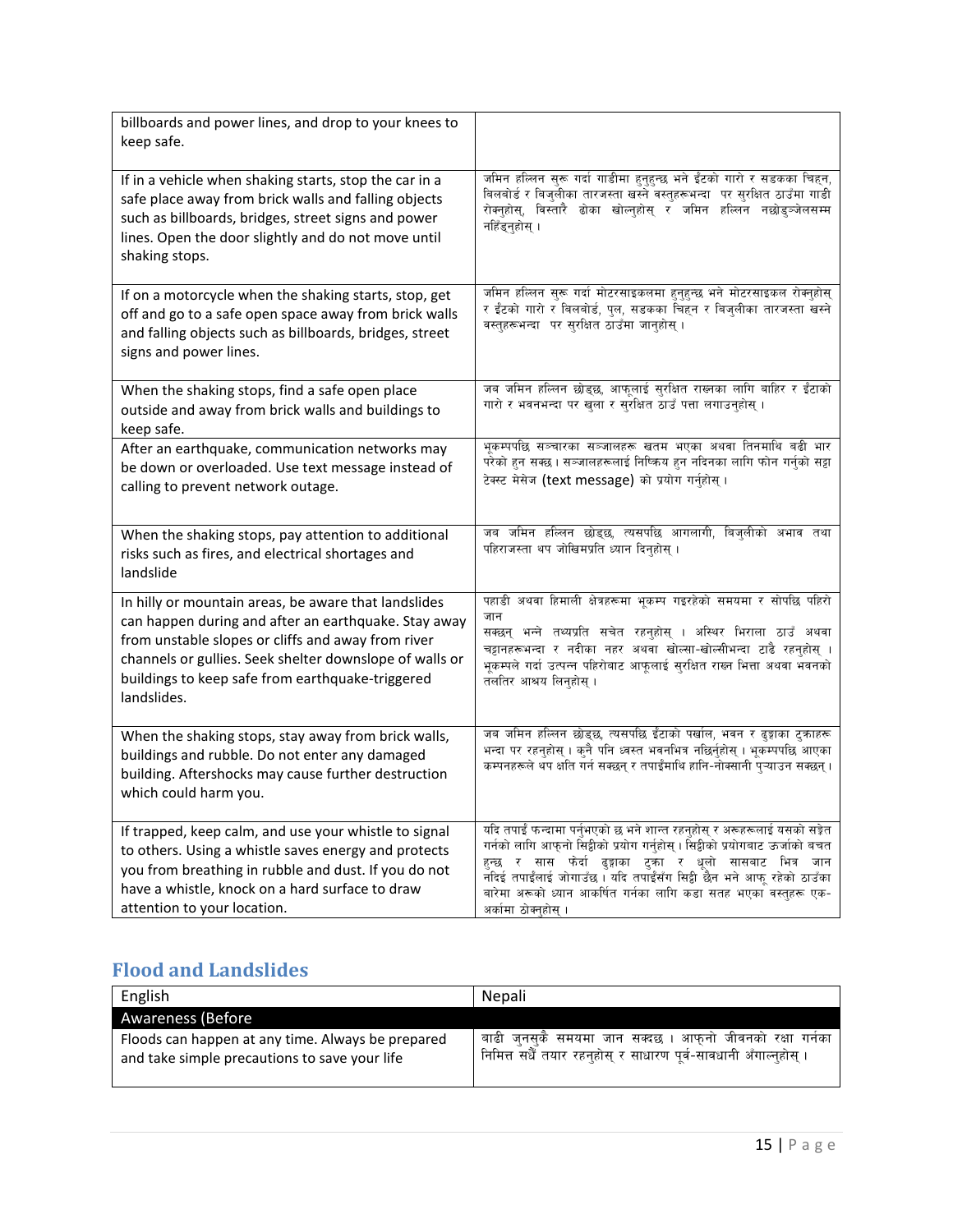| | |
|---|---|
| billboards and power lines, and drop to your knees to keep safe. | |
| If in a vehicle when shaking starts, stop the car in a safe place away from brick walls and falling objects such as billboards, bridges, street signs and power lines. Open the door slightly and do not move until shaking stops. | जमिन हल्लिन सुरू गर्दा गाडीमा हुनुहुन्छ भने ईँटको गारो र सडकका चिह्न, बिलबोर्ड र बिजुलीका तारजस्ता खस्ने वस्तुहरूभन्दा पर सुरक्षित ठाउँमा गाडी रोक्नुहोस्, बिस्तारै ढोका खोल्नुहोस् र जमिन हल्लिन नछोड्ञ्जेलसम्म नहिँड्नुहोस् । |
| If on a motorcycle when the shaking starts, stop, get off and go to a safe open space away from brick walls and falling objects such as billboards, bridges, street signs and power lines. | जमिन हल्लिन सुरू गर्दा मोटरसाइकलमा हुनुहुन्छ भने मोटरसाइकल रोक्नुहोस् र ईँटको गारो र बिलबोर्ड, पुल, सडकका चिह्न र बिजुलीका तारजस्ता खस्ने वस्तुहरूभन्दा पर सुरक्षित ठाउँमा जानुहोस् । |
| When the shaking stops, find a safe open place outside and away from brick walls and buildings to keep safe. | जब जमिन हल्लिन छोड्छ, आफूलाई सुरक्षित राख्नका लागि बाहिर र ईँटाको गारो र भवनभन्दा पर खुला र सुरक्षित ठाउँ पत्ता लगाउनुहोस् । |
| After an earthquake, communication networks may be down or overloaded. Use text message instead of calling to prevent network outage. | भूकम्पपछि सञ्चारका सञ्जालहरू खतम भएका अथवा तिनमाथि बढी भार परेको हुन सक्छ । सञ्जालहरूलाई निष्क्रिय हुन नदिनका लागि फोन गर्नुको सट्टा टेक्स्ट मेसेज (text message) को प्रयोग गर्नुहोस् । |
| When the shaking stops, pay attention to additional risks such as fires, and electrical shortages and landslide | जब जमिन हल्लिन छोड्छ, त्यसपछि आगलागी, बिजुलीको अभाव तथा पहिराजस्ता थप जोखिमप्रति ध्यान दिनुहोस् । |
| In hilly or mountain areas, be aware that landslides can happen during and after an earthquake. Stay away from unstable slopes or cliffs and away from river channels or gullies. Seek shelter downslope of walls or buildings to keep safe from earthquake-triggered landslides. | पहाडी अथवा हिमाली क्षेत्रहरूमा भूकम्प गइरहेको समयमा र सोपछि पहिरो जान सक्छन् भन्ने तथ्यप्रति सचेत रहनुहोस् । अस्थिर भिराला ठाउँ अथवा चट्टानहरूभन्दा र नदीका नहर अथवा खोल्सा-खोल्सीभन्दा टाढै रहनुहोस् । भूकम्पले गर्दा उत्पन्न पहिरोबाट आफूलाई सुरक्षित राख्न भित्ता अथवा भवनको तलतिर आश्रय लिनुहोस् । |
| When the shaking stops, stay away from brick walls, buildings and rubble. Do not enter any damaged building. Aftershocks may cause further destruction which could harm you. | जब जमिन हल्लिन छोड्छ, त्यसपछि ईँटाको पर्खाल, भवन र ढुङ्गाका टुक्राहरू भन्दा पर रहनुहोस् । कुनै पनि ध्वस्त भवनभित्र नछिर्नुहोस् । भूकम्पपछि आएका कम्पनहरूले थप क्षति गर्न सक्छन् र तपाईंमाथि हानि-नोक्सानी पुऱ्याउन सक्छन् । |
| If trapped, keep calm, and use your whistle to signal to others. Using a whistle saves energy and protects you from breathing in rubble and dust. If you do not have a whistle, knock on a hard surface to draw attention to your location. | यदि तपाईं फन्दामा पर्नुभएको छ भने शान्त रहनुहोस् र अरूहरूलाई यसको सङ्केत गर्नको लागि आफ्नो सिट्ठीको प्रयोग गर्नुहोस् । सिट्ठीको प्रयोगबाट ऊर्जाको बचत हुन्छ र सास फेर्दा ढुङ्गाका टुक्रा र धूलो सासबाट भित्र जान नदिई तपाईंलाई जोगाउँछ । यदि तपाईंसँग सिट्ठी छैन भने आफू रहेको ठाउँका बारेमा अरूको ध्यान आकर्षित गर्नका लागि कडा सतह भएका वस्तुहरू एक-अर्कामा ठोक्नुहोस् । |

## Flood and Landslides

| English | Nepali |
|---|---|
| Awareness (Before | |
| Floods can happen at any time. Always be prepared and take simple precautions to save your life | बाढी जुनसुकै समयमा जान सक्दछ । आफ्नो जीवनको रक्षा गर्नका निमित्त सधैँ तयार रहनुहोस् र साधारण पूर्व-सावधानी अँगाल्नुहोस् । |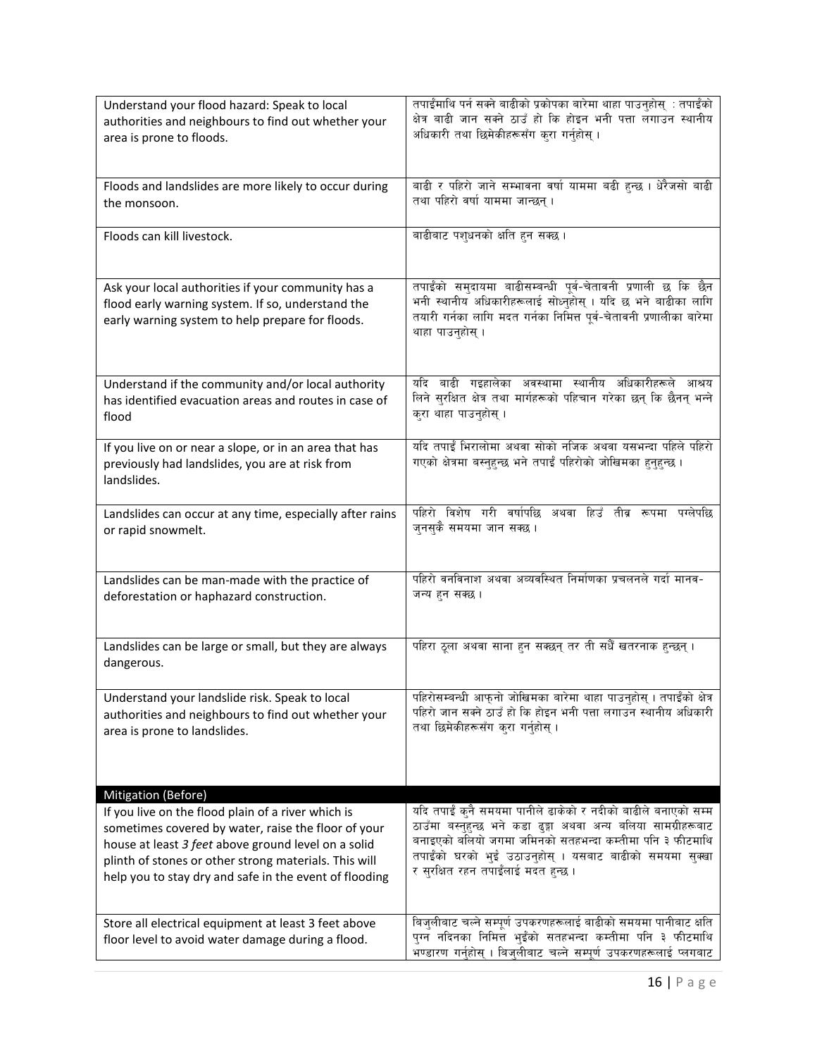| | |
|---|---|
| Understand your flood hazard: Speak to local authorities and neighbours to find out whether your area is prone to floods. | तपाईंमाथि पर्न सक्ने बाढीको प्रकोपका बारेमा थाहा पाउनुहोस् : तपाईंको क्षेत्र बाढी जान सक्ने ठाउँ हो कि होइन भनी पत्ता लगाउन स्थानीय अधिकारी तथा छिमेकीहरूसँग कुरा गर्नुहोस् । |
| Floods and landslides are more likely to occur during the monsoon. | बाढी र पहिरो जाने सम्भावना वर्षा याममा बढी हुन्छ । धेरैजसो बाढी तथा पहिरो वर्षा याममा जान्छन् । |
| Floods can kill livestock. | बाढीबाट पशुधनको क्षति हुन सक्छ । |
| Ask your local authorities if your community has a flood early warning system. If so, understand the early warning system to help prepare for floods. | तपाईंको समुदायमा बाढीसम्बन्धी पूर्व-चेतावनी प्रणाली छ कि छैन भनी स्थानीय अधिकारीहरूलाई सोध्नुहोस् । यदि छ भने बाढीका लागि तयारी गर्नका लागि मदत गर्नका निमित्त पूर्व-चेतावनी प्रणालीका बारेमा थाहा पाउनुहोस् । |
| Understand if the community and/or local authority has identified evacuation areas and routes in case of flood | यदि बाढी गइहालेका अवस्थामा स्थानीय अधिकारीहरूले आश्रय लिने सुरक्षित क्षेत्र तथा मार्गहरूको पहिचान गरेका छन् कि छैनन् भन्ने कुरा थाहा पाउनुहोस् । |
| If you live on or near a slope, or in an area that has previously had landslides, you are at risk from landslides. | यदि तपाईं भिरालोमा अथवा सोको नजिक अथवा यसभन्दा पहिले पहिरो गएको क्षेत्रमा बस्नुहुन्छ भने तपाईं पहिरोको जोखिमका हुनुहुन्छ । |
| Landslides can occur at any time, especially after rains or rapid snowmelt. | पहिरो विशेष गरी वर्षापछि अथवा हिउँ तीव्र रूपमा पग्लेपछि जुनसुकै समयमा जान सक्छ । |
| Landslides can be man-made with the practice of deforestation or haphazard construction. | पहिरो वनविनाश अथवा अव्यवस्थित निर्माणका प्रचलनले गर्दा मानव-जन्य हुन सक्छ । |
| Landslides can be large or small, but they are always dangerous. | पहिरा ठूला अथवा साना हुन सक्छन् तर ती सधैं खतरनाक हुन्छन् । |
| Understand your landslide risk. Speak to local authorities and neighbours to find out whether your area is prone to landslides. | पहिरोसम्बन्धी आफ्नो जोखिमका बारेमा थाहा पाउनुहोस् । तपाईंको क्षेत्र पहिरो जान सक्ने ठाउँ हो कि होइन भनी पत्ता लगाउन स्थानीय अधिकारी तथा छिमेकीहरूसँग कुरा गर्नुहोस् । |
| **Mitigation (Before)** | |
| If you live on the flood plain of a river which is sometimes covered by water, raise the floor of your house at least *3 feet* above ground level on a solid plinth of stones or other strong materials. This will help you to stay dry and safe in the event of flooding | यदि तपाईं कुनै समयमा पानीले ढाकेको र नदीको बाढीले बनाएको सम्म ठाउँमा बस्नुहुन्छ भने कडा ढुङ्गा अथवा अन्य बलिया सामग्रीहरूबाट बनाइएको बलियो जगमा जमिनको सतहभन्दा कम्तीमा पनि ३ फीटमाथि तपाईंको घरको भुईं उठाउनुहोस् । यसबाट बाढीको समयमा सुक्खा र सुरक्षित रहन तपाईंलाई मदत हुन्छ । |
| Store all electrical equipment at least 3 feet above floor level to avoid water damage during a flood. | बिजुलीबाट चल्ने सम्पूर्ण उपकरणहरूलाई बाढीको समयमा पानीबाट क्षति पुग्न नदिनका निमित्त भुईंको सतहभन्दा कम्तीमा पनि ३ फीटमाथि भण्डारण गर्नुहोस् । बिजुलीबाट चल्ने सम्पूर्ण उपकरणहरूलाई प्लगबाट |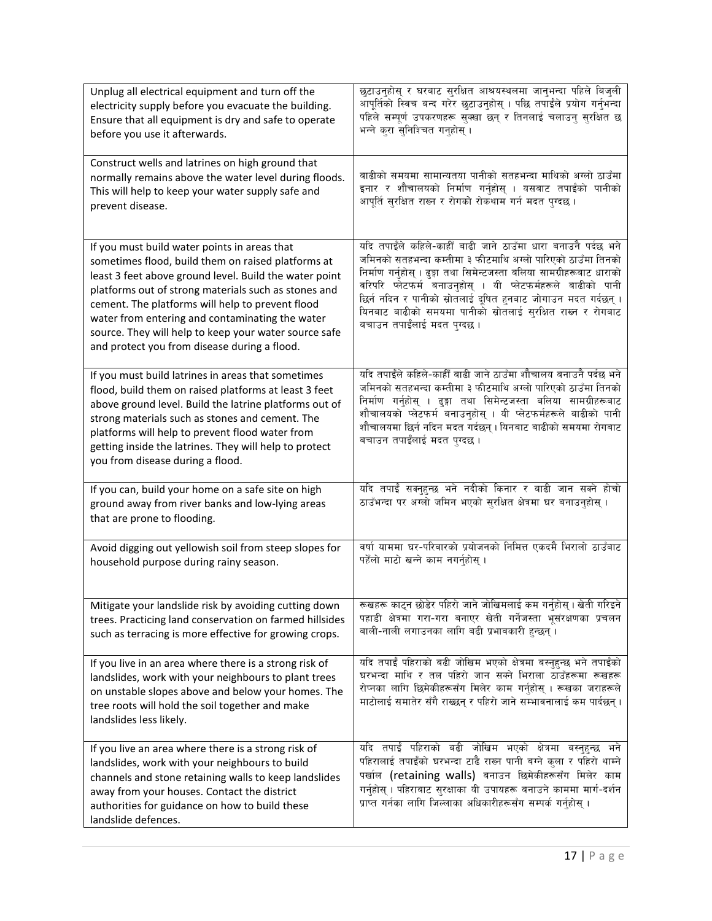| | |
|---|---|
| Unplug all electrical equipment and turn off the electricity supply before you evacuate the building. Ensure that all equipment is dry and safe to operate before you use it afterwards. | छुटाउनुहोस् र घरबाट सुरक्षित आश्रयस्थलमा जानुभन्दा पहिले बिजुली आपूर्तिको स्विच बन्द गरेर छुटाउनुहोस् । पछि तपाईंले प्रयोग गर्नुभन्दा पहिले सम्पूर्ण उपकरणहरू सुक्खा छन् र तिनलाई चलाउनु सुरक्षित छ भन्ने कुरा सुनिश्चित गनुहोस् । |
| Construct wells and latrines on high ground that normally remains above the water level during floods. This will help to keep your water supply safe and prevent disease. | बाढीको समयमा सामान्यतया पानीको सतहभन्दा माथिको अग्लो ठाउँमा इनार र शौचालयको निर्माण गर्नुहोस् । यसबाट तपाईंको पानीको आपूर्ति सुरक्षित राख्न र रोगको रोकथाम गर्न मदत पुग्दछ । |
| If you must build water points in areas that sometimes flood, build them on raised platforms at least 3 feet above ground level. Build the water point platforms out of strong materials such as stones and cement. The platforms will help to prevent flood water from entering and contaminating the water source. They will help to keep your water source safe and protect you from disease during a flood. | यदि तपाईंले कहिले-काहीं बाढी जाने ठाउँमा धारा बनाउनै पर्दछ भने जमिनको सतहभन्दा कम्तीमा ३ फीटमाथि अग्लो पारिएको ठाउँमा तिनको निर्माण गर्नुहोस् । ढुङ्गा तथा सिमेन्टजस्ता बलिया सामग्रीहरूबाट धाराको वरिपरि प्लेटफर्म बनाउनुहोस् । यी प्लेटफर्महरूले बाढीको पानी छिर्न नदिन र पानीको स्रोतलाई दूषित हुनबाट जोगाउन मदत गर्दछन् । यिनबाट बाढीको समयमा पानीको स्रोतलाई सुरक्षित राख्न र रोगबाट बचाउन तपाईंलाई मदत पुग्दछ । |
| If you must build latrines in areas that sometimes flood, build them on raised platforms at least 3 feet above ground level. Build the latrine platforms out of strong materials such as stones and cement. The platforms will help to prevent flood water from getting inside the latrines. They will help to protect you from disease during a flood. | यदि तपाईंले कहिले-काहीं बाढी जाने ठाउँमा शौचालय बनाउनै पर्दछ भने जमिनको सतहभन्दा कम्तीमा ३ फीटमाथि अग्लो पारिएको ठाउँमा तिनको निर्माण गर्नुहोस् । ढुङ्गा तथा सिमेन्टजस्ता बलिया सामग्रीहरूबाट शौचालयको प्लेटफर्म बनाउनुहोस् । यी प्लेटफर्महरूले बाढीको पानी शौचालयमा छिर्न नदिन मदत गर्दछन् । यिनबाट बाढीको समयमा रोगबाट बचाउन तपाईंलाई मदत पुग्दछ । |
| If you can, build your home on a safe site on high ground away from river banks and low-lying areas that are prone to flooding. | यदि तपाईं सक्नुहुन्छ भने नदीको किनार र बाढी जान सक्ने होचो ठाउँभन्दा पर अग्लो जमिन भएको सुरक्षित क्षेत्रमा घर बनाउनुहोस् । |
| Avoid digging out yellowish soil from steep slopes for household purpose during rainy season. | वर्षा याममा घर-परिवारको प्रयोजनको निमित्त एकदमै भिरालो ठाउँबाट पहेँलो माटो खन्ने काम नगर्नुहोस् । |
| Mitigate your landslide risk by avoiding cutting down trees. Practicing land conservation on farmed hillsides such as terracing is more effective for growing crops. | रूखहरू काट्न छोडेर पहिरो जाने जोखिमलाई कम गर्नुहोस् । खेती गरिने पहाडी क्षेत्रमा गरा-गरा बनाएर खेती गर्नेजस्ता भूसंरक्षणका प्रचलन बाली-नाली लगाउनका लागि बढी प्रभावकारी हुन्छन् । |
| If you live in an area where there is a strong risk of landslides, work with your neighbours to plant trees on unstable slopes above and below your homes. The tree roots will hold the soil together and make landslides less likely. | यदि तपाईं पहिराको बढी जोखिम भएको क्षेत्रमा बस्नुहुन्छ भने तपाईंको घरभन्दा माथि र तल पहिरो जान सक्ने भिराला ठाउँहरूमा रूखहरू रोप्नका लागि छिमेकीहरूसँग मिलेर काम गर्नुहोस् । रूखका जराहरूले माटोलाई समातेर सँगै राख्छन् र पहिरो जाने सम्भावनालाई कम पार्दछन् । |
| If you live an area where there is a strong risk of landslides, work with your neighbours to build channels and stone retaining walls to keep landslides away from your houses. Contact the district authorities for guidance on how to build these landslide defences. | यदि तपाईं पहिराको बढी जोखिम भएको क्षेत्रमा बस्नुहुन्छ भने पहिरालाई तपाईंको घरभन्दा टाढै राख्न पानी बग्ने कुला र पहिरो थाम्ने पर्खाल (retaining walls) बनाउन छिमेकीहरूसँग मिलेर काम गर्नुहोस् । पहिराबाट सुरक्षाका यी उपायहरू बनाउने काममा मार्ग-दर्शन प्राप्त गर्नका लागि जिल्लाका अधिकारीहरूसँग सम्पर्क गर्नुहोस् । |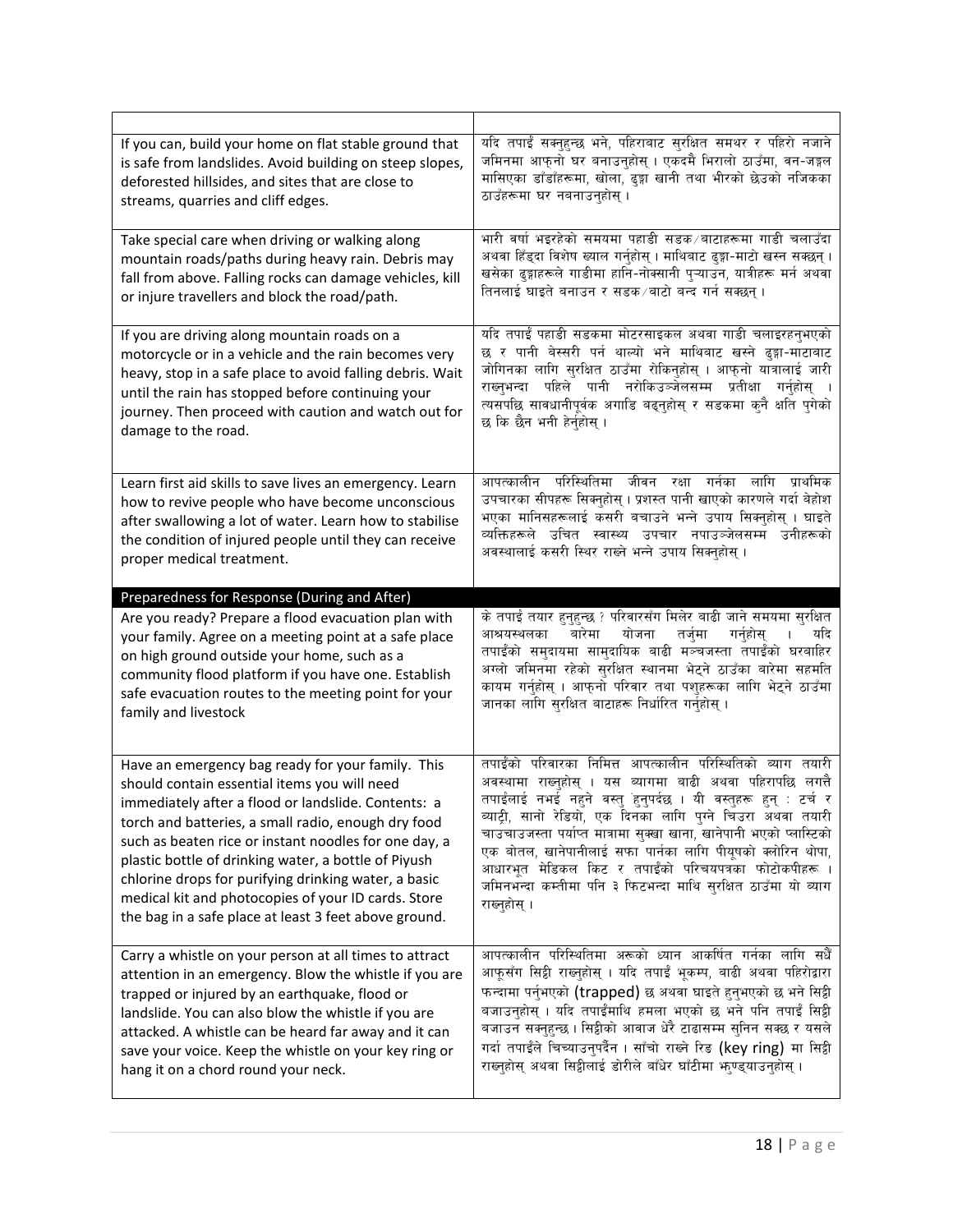| | |
|---|---|
| If you can, build your home on flat stable ground that is safe from landslides. Avoid building on steep slopes, deforested hillsides, and sites that are close to streams, quarries and cliff edges. | यदि तपाईं सक्नुहुन्छ भने, पहिराबाट सुरक्षित समथर र पहिरो नजाने जमिनमा आफ्नो घर बनाउनुहोस् । एकदमै भिरालो ठाउँमा, वन-जङ्गल मासिएका डाँडाँहरूमा, खोला, ढुङ्गा खानी तथा भीरको छेउको नजिकका ठाउँहरूमा घर नबनाउनुहोस् । |
| Take special care when driving or walking along mountain roads/paths during heavy rain. Debris may fall from above. Falling rocks can damage vehicles, kill or injure travellers and block the road/path. | भारी वर्षा भइरहेको समयमा पहाडी सडक/बाटाहरूमा गाडी चलाउँदा अथवा हिँड्दा विशेष ख्याल गर्नुहोस् । माथिबाट ढुङ्गा-माटो खस्न सक्छन् । खसेका ढुङ्गाहरूले गाडीमा हानि-नोक्सानी पुऱ्याउन, यात्रीहरू मर्न अथवा तिनलाई घाइते बनाउन र सडक/बाटो बन्द गर्न सक्छन् । |
| If you are driving along mountain roads on a motorcycle or in a vehicle and the rain becomes very heavy, stop in a safe place to avoid falling debris. Wait until the rain has stopped before continuing your journey. Then proceed with caution and watch out for damage to the road. | यदि तपाईं पहाडी सडकमा मोटरसाइकल अथवा गाडी चलाइरहनुभएको छ र पानी बेस्सरी पर्न थाल्यो भने माथिबाट खस्ने ढुङ्गा-माटाबाट जोगिनका लागि सुरक्षित ठाउँमा रोकिनुहोस् । आफ्नो यात्रालाई जारी राख्नुभन्दा पहिले पानी नरोकिउञ्जेलसम्म प्रतीक्षा गर्नुहोस् । त्यसपछि सावधानीपूर्वक अगाडि बढ्नुहोस् र सडकमा कुनै क्षति पुगेको छ कि छैन भनी हेर्नुहोस् । |
| Learn first aid skills to save lives an emergency. Learn how to revive people who have become unconscious after swallowing a lot of water. Learn how to stabilise the condition of injured people until they can receive proper medical treatment. | आपत्कालीन परिस्थितिमा जीवन रक्षा गर्नका लागि प्राथमिक उपचारका सीपहरू सिक्नुहोस् । प्रशस्त पानी खाएको कारणले गर्दा बेहोश भएका मानिसहरूलाई कसरी बचाउने भन्ने उपाय सिक्नुहोस् । घाइते व्यक्तिहरूले उचित स्वास्थ्य उपचार नपाउञ्जेलसम्म उनीहरूको अवस्थालाई कसरी स्थिर राख्ने भन्ने उपाय सिक्नुहोस् । |
| **Preparedness for Response (During and After)** | |
| Are you ready? Prepare a flood evacuation plan with your family. Agree on a meeting point at a safe place on high ground outside your home, such as a community flood platform if you have one. Establish safe evacuation routes to the meeting point for your family and livestock | के तपाईं तयार हुनुहुन्छ ? परिवारसँग मिलेर बाढी जाने समयमा सुरक्षित आश्रयस्थलका बारेमा योजना तर्जुमा गर्नुहोस् । यदि तपाईंको समुदायमा सामुदायिक बाढी मञ्चजस्ता तपाईंको घरबाहिर अग्लो जमिनमा रहेको सुरक्षित स्थानमा भेट्ने ठाउँका बारेमा सहमति कायम गर्नुहोस् । आफ्नो परिवार तथा पशुहरूका लागि भेट्ने ठाउँमा जानका लागि सुरक्षित बाटाहरू निर्धारित गर्नुहोस् । |
| Have an emergency bag ready for your family. This should contain essential items you will need immediately after a flood or landslide. Contents: a torch and batteries, a small radio, enough dry food such as beaten rice or instant noodles for one day, a plastic bottle of drinking water, a bottle of Piyush chlorine drops for purifying drinking water, a basic medical kit and photocopies of your ID cards. Store the bag in a safe place at least 3 feet above ground. | तपाईंको परिवारका निमित्त आपत्कालीन परिस्थितिको ब्याग तयारी अवस्थामा राख्नुहोस् । यस ब्यागमा बाढी अथवा पहिरापछि लगत्तै तपाईंलाई नभई नहुने वस्तु हुनुपर्दछ । यी वस्तुहरू हुन् : टर्च र ब्याट्री, सानो रेडियो, एक दिनका लागि पुग्ने चिउरा अथवा तयारी चाउचाउजस्ता पर्याप्त मात्रामा सुक्खा खाना, खानेपानी भएको प्लास्टिको एक बोतल, खानेपानीलाई सफा पार्नका लागि पीयूषको क्लोरिन थोपा, आधारभूत मेडिकल किट र तपाईंको परिचयपत्रका फोटोकपीहरू । जमिनभन्दा कम्तीमा पनि ३ फिटभन्दा माथि सुरक्षित ठाउँमा यो ब्याग राख्नुहोस् । |
| Carry a whistle on your person at all times to attract attention in an emergency. Blow the whistle if you are trapped or injured by an earthquake, flood or landslide. You can also blow the whistle if you are attacked. A whistle can be heard far away and it can save your voice. Keep the whistle on your key ring or hang it on a chord round your neck. | आपत्कालीन परिस्थितिमा अरूको ध्यान आकर्षित गर्नका लागि सधैं आफूसँग सिट्ठी राख्नुहोस् । यदि तपाईं भूकम्प, बाढी अथवा पहिरोद्वारा फन्दामा पर्नुभएको (trapped) छ अथवा घाइते हुनुभएको छ भने सिट्ठी बजाउनुहोस् । यदि तपाईंमाथि हमला भएको छ भने पनि तपाईं सिट्ठी बजाउन सक्नुहुन्छ । सिट्ठीको आवाज धेरै टाढासम्म सुनिन सक्छ र यसले गर्दा तपाईंले चिच्याउनुपर्दैन । साँचो राख्ने रिङ (key ring) मा सिट्ठी राख्नुहोस् अथवा सिट्ठीलाई डोरीले बाँधेर घाँटीमा झुण्ड्याउनुहोस् । |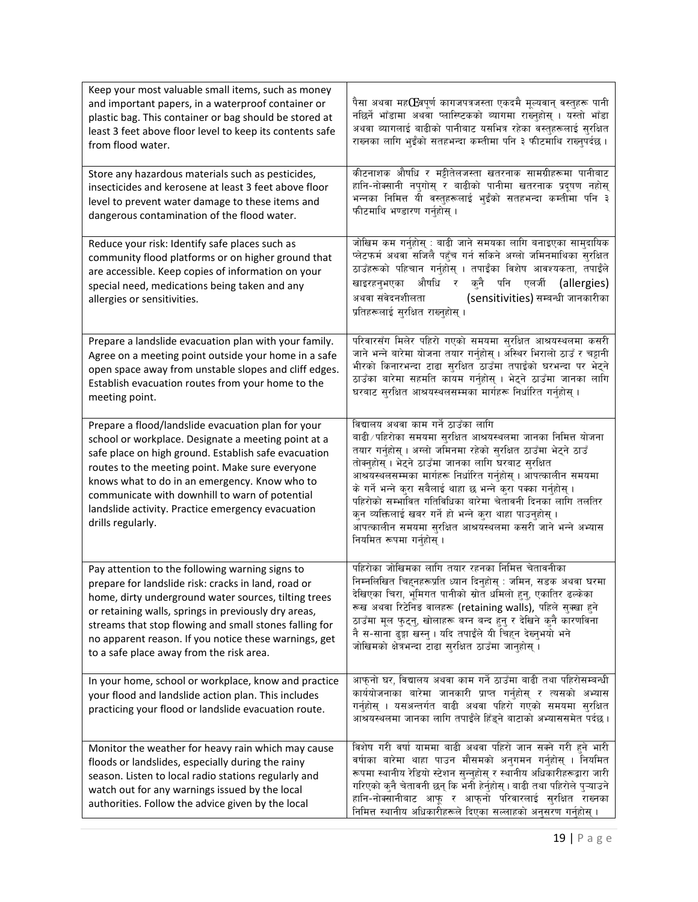| | |
|---|---|
| Keep your most valuable small items, such as money and important papers, in a waterproof container or plastic bag. This container or bag should be stored at least 3 feet above floor level to keep its contents safe from flood water. | पैसा अथवा महत्वपूर्ण कागजपत्रजस्ता एकदमै मूल्यवान् वस्तुहरू पानी नछिर्ने भाँडामा अथवा प्लास्टिकको ब्यागमा राख्नुहोस् । यस्तो भाँडा अथवा ब्यागलाई बाढीको पानीबाट यसभित्र रहेका वस्तुहरूलाई सुरक्षित राख्नका लागि भुइँको सतहभन्दा कम्तीमा पनि ३ फीटमाथि राख्नुपर्दछ । |
| Store any hazardous materials such as pesticides, insecticides and kerosene at least 3 feet above floor level to prevent water damage to these items and dangerous contamination of the flood water. | कीटनाशक औषधि र मट्टीतेलजस्ता खतरनाक सामग्रीहरूमा पानीबाट हानि-नोक्सानी नपुगोस् र बाढीको पानीमा खतरनाक प्रदूषण नहोस् भन्नका निमित्त यी वस्तुहरूलाई भुइँको सतहभन्दा कम्तीमा पनि ३ फीटमाथि भण्डारण गर्नुहोस् । |
| Reduce your risk: Identify safe places such as community flood platforms or on higher ground that are accessible. Keep copies of information on your special need, medications being taken and any allergies or sensitivities. | जोखिम कम गर्नुहोस् : बाढी जाने समयका लागि बनाइएका सामुदायिक प्लेटफर्म अथवा सजिलै पहुँच गर्न सकिने अग्लो जमिनमाथिका सुरक्षित ठाउँहरूको पहिचान गर्नुहोस् । तपाईंका विशेष आवश्यकता, तपाईंले खाइरहनुभएका औषधि र कुनै पनि एलर्जी (allergies) अथवा संवेदनशीलता (sensitivities) सम्बन्धी जानकारीका प्रतिहरूलाई सुरक्षित राख्नुहोस् । |
| Prepare a landslide evacuation plan with your family. Agree on a meeting point outside your home in a safe open space away from unstable slopes and cliff edges. Establish evacuation routes from your home to the meeting point. | परिवारसँग मिलेर पहिरो गएको समयमा सुरक्षित आश्रयस्थलमा कसरी जाने भन्ने बारेमा योजना तयार गर्नुहोस् । अस्थिर भिरालो ठाउँ र चट्टानी भीरको किनारभन्दा टाढा सुरक्षित ठाउँमा तपाईंको घरभन्दा पर भेट्ने ठाउँका बारेमा सहमति कायम गर्नुहोस् । भेट्ने ठाउँमा जानका लागि घरबाट सुरक्षित आश्रयस्थलसम्मका मार्गहरू निर्धारित गर्नुहोस् । |
| Prepare a flood/landslide evacuation plan for your school or workplace. Designate a meeting point at a safe place on high ground. Establish safe evacuation routes to the meeting point. Make sure everyone knows what to do in an emergency. Know who to communicate with downhill to warn of potential landslide activity. Practice emergency evacuation drills regularly. | विद्यालय अथवा काम गर्ने ठाउँका लागि<br>बाढी/पहिरोका समयमा सुरक्षित आश्रयस्थलमा जानका निमित्त योजना तयार गर्नुहोस् । अग्लो जमिनमा रहेको सुरक्षित ठाउँमा भेट्ने ठाउँ तोक्नुहोस् । भेट्ने ठाउँमा जानका लागि घरबाट सुरक्षित आश्रयस्थलसम्मका मार्गहरू निर्धारित गर्नुहोस् । आपत्कालीन समयमा के गर्ने भन्ने कुरा सबैलाई थाहा छ भन्ने कुरा पक्का गर्नुहोस् ।<br>पहिरोको सम्भावित गतिविधिका बारेमा चेतावनी दिनका लागि तलतिर कुन व्यक्तिलाई खबर गर्ने हो भन्ने कुरा थाहा पाउनुहोस् ।<br>आपत्कालीन समयमा सुरक्षित आश्रयस्थलमा कसरी जाने भन्ने अभ्यास नियमित रूपमा गर्नुहोस् । |
| Pay attention to the following warning signs to prepare for landslide risk: cracks in land, road or home, dirty underground water sources, tilting trees or retaining walls, springs in previously dry areas, streams that stop flowing and small stones falling for no apparent reason. If you notice these warnings, get to a safe place away from the risk area. | पहिरोका जोखिमका लागि तयार रहनका निमित्त चेतावनीका निम्नलिखित चिह्नहरूप्रति ध्यान दिनुहोस् : जमिन, सडक अथवा घरमा देखिएका चिरा, भूमिगत पानीको स्रोत धमिलो हुनु, एकातिर ढल्केका रूख अथवा रिटेनिङ वालहरू (retaining walls), पहिले सुख्खा हुने ठाउँमा मूल फुट्नु, खोलाहरू बग्न बन्द हुनु र देखिने कुनै कारणविना नै स-साना ढुङ्गा खस्नु । यदि तपाईंले यी चिह्न देख्नुभयो भने जोखिमको क्षेत्रभन्दा टाढा सुरक्षित ठाउँमा जानुहोस् । |
| In your home, school or workplace, know and practice your flood and landslide action plan. This includes practicing your flood or landslide evacuation route. | आफ्नो घर, विद्यालय अथवा काम गर्ने ठाउँमा बाढी तथा पहिरोसम्बन्धी कार्ययोजनाका बारेमा जानकारी प्राप्त गर्नुहोस् र त्यसको अभ्यास गर्नुहोस् । यसअन्तर्गत बाढी अथवा पहिरो गएको समयमा सुरक्षित आश्रयस्थलमा जानका लागि तपाईंले हिँड्ने बाटाको अभ्याससमेत पर्दछ । |
| Monitor the weather for heavy rain which may cause floods or landslides, especially during the rainy season. Listen to local radio stations regularly and watch out for any warnings issued by the local authorities. Follow the advice given by the local | विशेष गरी वर्षा याममा बाढी अथवा पहिरो जान सक्ने गरी हुने भारी वर्षाका बारेमा थाहा पाउन मौसमको अनुगमन गर्नुहोस् । नियमित रूपमा स्थानीय रेडियो स्टेशन सुन्नुहोस् र स्थानीय अधिकारीहरूद्वारा जारी गरिएको कुनै चेतावनी छन् कि भनी हेर्नुहोस् । बाढी तथा पहिरोले पुऱ्याउने हानि-नोक्सानीबाट आफू र आफ्नो परिवारलाई सुरक्षित राख्नका निमित्त स्थानीय अधिकारीहरूले दिएका सल्लाहको अनुसरण गर्नुहोस् । |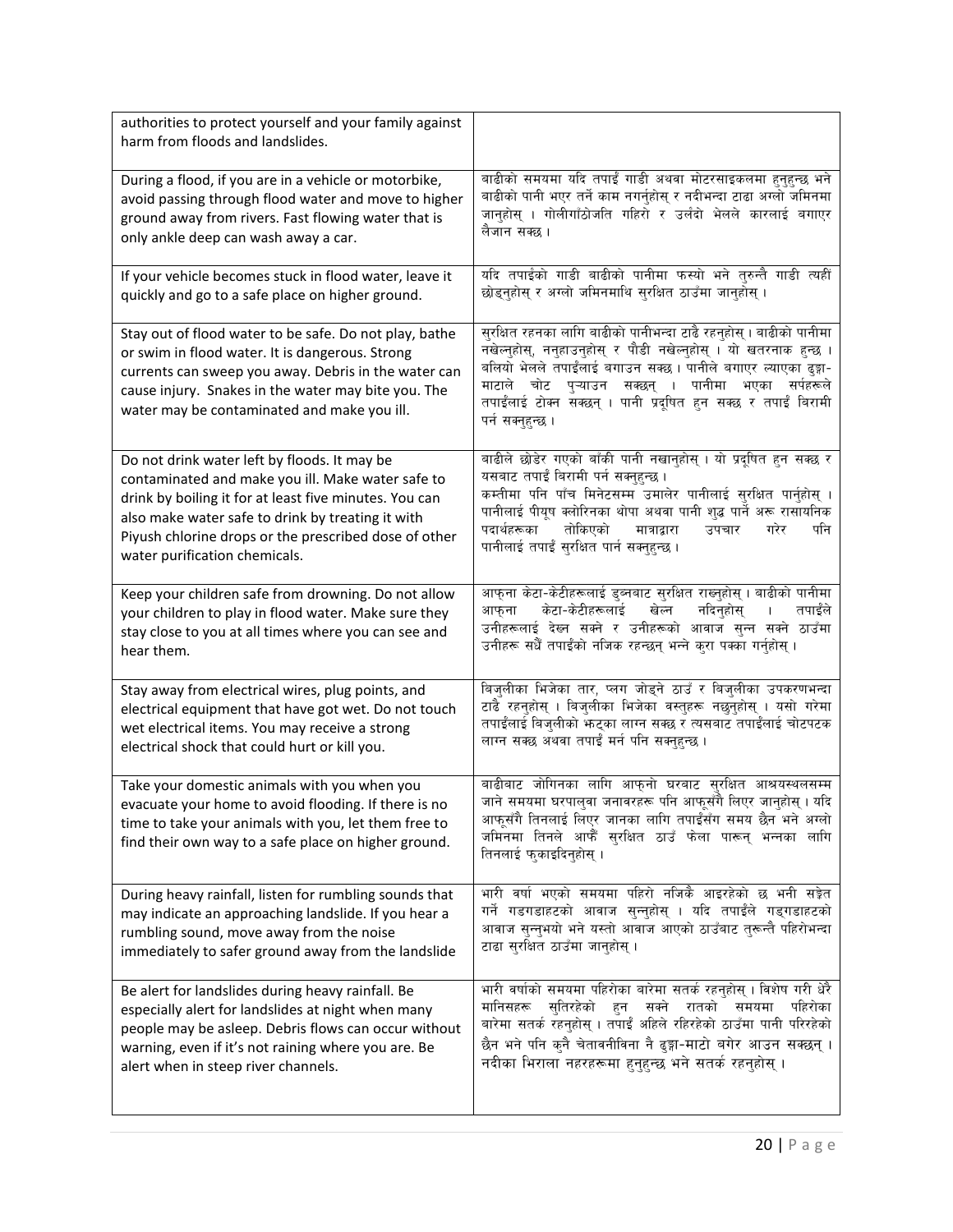| | |
|---|---|
| authorities to protect yourself and your family against harm from floods and landslides. | |
| During a flood, if you are in a vehicle or motorbike, avoid passing through flood water and move to higher ground away from rivers. Fast flowing water that is only ankle deep can wash away a car. | बाढीको समयमा यदि तपाईं गाडी अथवा मोटरसाइकलमा हुनुहुन्छ भने बाढीको पानी भएर तर्ने काम नगर्नुहोस् र नदीभन्दा टाढा अग्लो जमिनमा जानुहोस् । गोलीगाँठोजति गहिरो र उर्लदो भेलले कारलाई बगाएर लैजान सक्छ । |
| If your vehicle becomes stuck in flood water, leave it quickly and go to a safe place on higher ground. | यदि तपाईंको गाडी बाढीको पानीमा फस्यो भने तुरुन्तै गाडी त्यहीं छोड्नुहोस् र अग्लो जमिनमाथि सुरक्षित ठाउँमा जानुहोस् । |
| Stay out of flood water to be safe. Do not play, bathe or swim in flood water. It is dangerous. Strong currents can sweep you away. Debris in the water can cause injury. Snakes in the water may bite you. The water may be contaminated and make you ill. | सुरक्षित रहनका लागि बाढीको पानीभन्दा टाढै रहनुहोस् । बाढीको पानीमा नखेल्नुहोस्, ननुहाउनुहोस् र पौडी नखेल्नुहोस् । यो खतरनाक हुन्छ । बलियो भेलले तपाईंलाई बगाउन सक्छ । पानीले बगाएर ल्याएका ढुङ्गा-माटाले चोट पुऱ्याउन सक्छन् । पानीमा भएका सर्पहरूले तपाईंलाई टोक्न सक्छन् । पानी प्रदूषित हुन सक्छ र तपाईं बिरामी पर्न सक्नुहुन्छ । |
| Do not drink water left by floods. It may be contaminated and make you ill. Make water safe to drink by boiling it for at least five minutes. You can also make water safe to drink by treating it with Piyush chlorine drops or the prescribed dose of other water purification chemicals. | बाढीले छोडेर गएको बाँकी पानी नखानुहोस् । यो प्रदूषित हुन सक्छ र यसबाट तपाईं बिरामी पर्न सक्नुहुन्छ । कम्तीमा पनि पाँच मिनेटसम्म उमालेर पानीलाई सुरक्षित पार्नुहोस् । पानीलाई पीयूष क्लोरिनका थोपा अथवा पानी शुद्ध पार्ने अरू रासायनिक पदार्थहरूका तोकिएको मात्राद्वारा उपचार गरेर पनि पानीलाई तपाईं सुरक्षित पार्न सक्नुहुन्छ । |
| Keep your children safe from drowning. Do not allow your children to play in flood water. Make sure they stay close to you at all times where you can see and hear them. | आफ्ना केटा-केटीहरूलाई डुब्नबाट सुरक्षित राख्नुहोस् । बाढीको पानीमा आफ्ना केटा-केटीहरूलाई खेल्न नदिनुहोस् । तपाईंले उनीहरूलाई देख्न सक्ने र उनीहरूको आवाज सुन्न सक्ने ठाउँमा उनीहरू सधैं तपाईंको नजिक रहन्छन् भन्ने कुरा पक्का गर्नुहोस् । |
| Stay away from electrical wires, plug points, and electrical equipment that have got wet. Do not touch wet electrical items. You may receive a strong electrical shock that could hurt or kill you. | बिजुलीका भिजेका तार, प्लग जोड्ने ठाउँ र बिजुलीका उपकरणभन्दा टाढै रहनुहोस् । बिजुलीका भिजेका वस्तुहरू नछुनुहोस् । यसो गरेमा तपाईंलाई बिजुलीको झट्का लाग्न सक्छ र त्यसबाट तपाईंलाई चोटपटक लाग्न सक्छ अथवा तपाईं मर्न पनि सक्नुहुन्छ । |
| Take your domestic animals with you when you evacuate your home to avoid flooding. If there is no time to take your animals with you, let them free to find their own way to a safe place on higher ground. | बाढीबाट जोगिनका लागि आफ्नो घरबाट सुरक्षित आश्रयस्थलसम्म जाने समयमा घरपालुवा जनावरहरू पनि आफूसँगै लिएर जानुहोस् । यदि आफूसँगै तिनलाई लिएर जानका लागि तपाईंसँग समय छैन भने अग्लो जमिनमा तिनले आफैं सुरक्षित ठाउँ फेला पारून् भन्नका लागि तिनलाई फुकाइदिनुहोस् । |
| During heavy rainfall, listen for rumbling sounds that may indicate an approaching landslide. If you hear a rumbling sound, move away from the noise immediately to safer ground away from the landslide | भारी वर्षा भएको समयमा पहिरो नजिकै आइरहेको छ भनी सङ्केत गर्ने गडगडाहटको आवाज सुन्नुहोस् । यदि तपाईंले गड्गडाहटको आवाज सुन्नुभयो भने यस्तो आवाज आएको ठाउँबाट तुरून्तै पहिरोभन्दा टाढा सुरक्षित ठाउँमा जानुहोस् । |
| Be alert for landslides during heavy rainfall. Be especially alert for landslides at night when many people may be asleep. Debris flows can occur without warning, even if it's not raining where you are. Be alert when in steep river channels. | भारी वर्षाको समयमा पहिरोका बारेमा सतर्क रहनुहोस् । विशेष गरी धेरै मानिसहरू सुतिरहेको हुन सक्ने रातको समयमा पहिरोका बारेमा सतर्क रहनुहोस् । तपाईं अहिले रहिरहेको ठाउँमा पानी परिरहेको छैन भने पनि कुनै चेतावनीविना नै ढुङ्गा-माटो बगेर आउन सक्छन् । नदीका भिराला नहरहरूमा हुनुहुन्छ भने सतर्क रहनुहोस् । |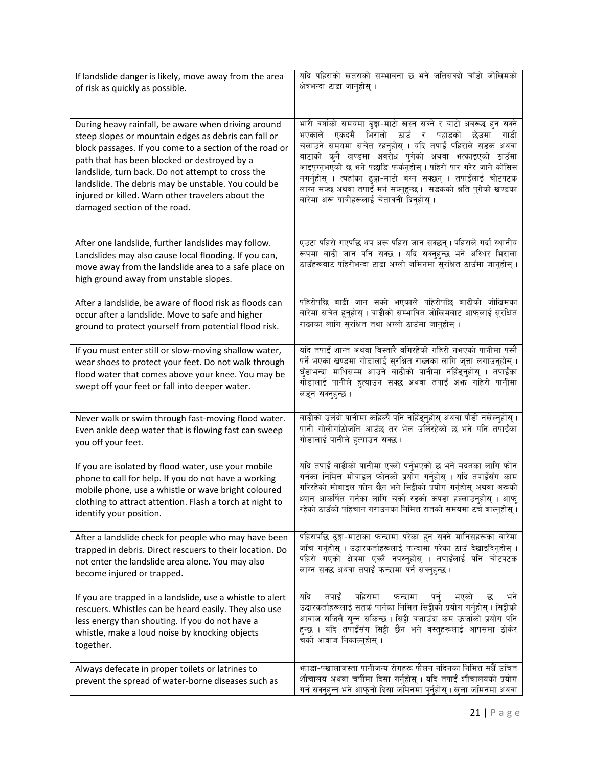| If landslide danger is likely, move away from the area of risk as quickly as possible. | यदि पहिराको खतराको सम्भावना छ भने जतिसक्दो चाँडो जोखिमको क्षेत्रभन्दा टाढा जानुहोस् । |
|---|---|
| During heavy rainfall, be aware when driving around steep slopes or mountain edges as debris can fall or block passages. If you come to a section of the road or path that has been blocked or destroyed by a landslide, turn back. Do not attempt to cross the landslide. The debris may be unstable. You could be injured or killed. Warn other travelers about the damaged section of the road. | भारी वर्षाको समयमा ढुङ्गा-माटो खस्न सक्ने र बाटो अवरूद्ध हुन सक्ने भएकाले एकदमै भिरालो ठाउँ र पहाडको छेउमा गाडी चलाउने समयमा सचेत रहनुहोस् । यदि तपाईं पहिराले सडक अथवा बाटाको कुनै खण्डमा अवरोध पुगेको अथवा भत्काइएको ठाउँमा आइपुग्नुभएको छ भने पछाडि फर्कनुहोस् । पहिरो पार गरेर जाने कोसिस नगर्नुहोस् । त्यहाँका ढुङ्गा-माटो बग्न सक्छन् । तपाईंलाई चोटपटक लाग्न सक्छ अथवा तपाईं मर्न सक्नुहुन्छ । सडकको क्षति पुगेको खण्डका बारेमा अरू यात्रीहरूलाई चेतावनी दिनुहोस् । |
| After one landslide, further landslides may follow. Landslides may also cause local flooding. If you can, move away from the landslide area to a safe place on high ground away from unstable slopes. | एउटा पहिरो गएपछि थप अरू पहिरा जान सक्छन् । पहिराले गर्दा स्थानीय रूपमा बाढी जान पनि सक्छ । यदि सक्नुहुन्छ भने अस्थिर भिराला ठाउँहरूबाट पहिरोभन्दा टाढा अग्लो जमिनमा सुरक्षित ठाउँमा जानुहोस् । |
| After a landslide, be aware of flood risk as floods can occur after a landslide. Move to safe and higher ground to protect yourself from potential flood risk. | पहिरोपछि बाढी जान सक्ने भएकाले पहिरोपछि बाढीको जोखिमका बारेमा सचेत हुनुहोस् । बाढीको सम्भावित जोखिमबाट आफूलाई सुरक्षित राख्नका लागि सुरक्षित तथा अग्लो ठाउँमा जानुहोस् । |
| If you must enter still or slow-moving shallow water, wear shoes to protect your feet. Do not walk through flood water that comes above your knee. You may be swept off your feet or fall into deeper water. | यदि तपाईं शान्त अथवा बिस्तारै बगिरहेको गहिरो नभएको पानीमा पस्नै पर्ने भएका खण्डमा गोडालाई सुरक्षित राख्नका लागि जुत्ता लगाउनुहोस् । घुँडाभन्दा माथिसम्म आउने बाढीको पानीमा नहिँड्नुहोस् । तपाईंका गोडालाई पानीले हुत्याउन सक्छ अथवा तपाईं अझ गहिरो पानीमा लड्न सक्नुहुन्छ । |
| Never walk or swim through fast-moving flood water. Even ankle deep water that is flowing fast can sweep you off your feet. | बाढीको उर्लंदो पानीमा कहिल्यै पनि नहिँड्नुहोस् अथवा पौडी नखेल्नुहोस् । पानी गोलीगाँठोजति आउँछ तर भेल उर्लिरहेको छ भने पनि तपाईंका गोडालाई पानीले हुत्याउन सक्छ । |
| If you are isolated by flood water, use your mobile phone to call for help. If you do not have a working mobile phone, use a whistle or wave bright coloured clothing to attract attention. Flash a torch at night to identify your position. | यदि तपाईं बाढीको पानीमा एक्लो पर्नुभएको छ भने मदतका लागि फोन गर्नका निमित्त मोबाइल फोनको प्रयोग गर्नुहोस् । यदि तपाईंसँग काम गरिरहेको मोबाइल फोन छैन भने सिट्ठीको प्रयोग गर्नुहोस् अथवा अरूको ध्यान आकर्षित गर्नका लागि चर्को रङको कपडा हल्लाउनुहोस् । आफू रहेको ठाउँको पहिचान गराउनका निमित्त रातको समयमा टर्च बाल्नुहोस् । |
| After a landslide check for people who may have been trapped in debris. Direct rescuers to their location. Do not enter the landslide area alone. You may also become injured or trapped. | पहिरापछि ढुङ्गा-माटाका फन्दामा परेका हुन सक्ने मानिसहरूका बारेमा जाँच गर्नुहोस् । उद्धारकर्ताहरूलाई फन्दामा परेका ठाउँ देखाइदिनुहोस् । पहिरो गएको क्षेत्रमा एक्लै नपस्नुहोस् । तपाईंलाई पनि चोटपटक लाग्न सक्छ अथवा तपाईं फन्दामा पर्न सक्नुहुन्छ । |
| If you are trapped in a landslide, use a whistle to alert rescuers. Whistles can be heard easily. They also use less energy than shouting. If you do not have a whistle, make a loud noise by knocking objects together. | यदि तपाईं पहिरामा फन्दामा पर्नु भएको छ भने उद्धारकर्ताहरूलाई सतर्क पार्नका निमित्त सिट्ठीको प्रयोग गर्नुहोस् । सिट्ठीको आवाज सजिलै सुन्न सकिन्छ । सिट्ठी बजाउँदा कम ऊर्जाको प्रयोग पनि हुन्छ । यदि तपाईंसँग सिट्ठी छैन भने वस्तुहरूलाई आपसमा ठोकेर चर्को आवाज निकाल्नुहोस् । |
| Always defecate in proper toilets or latrines to prevent the spread of water-borne diseases such as | झाडा-पखालाजस्ता पानीजन्य रोगहरू फैलन नदिनका निमित्त सधैं उचित शौचालय अथवा चर्पीमा दिसा गर्नुहोस् । यदि तपाईं शौचालयको प्रयोग गर्न सक्नुहुन्न भने आफ्नो दिसा जमिनमा पुर्नुहोस् । खुला जमिनमा अथवा |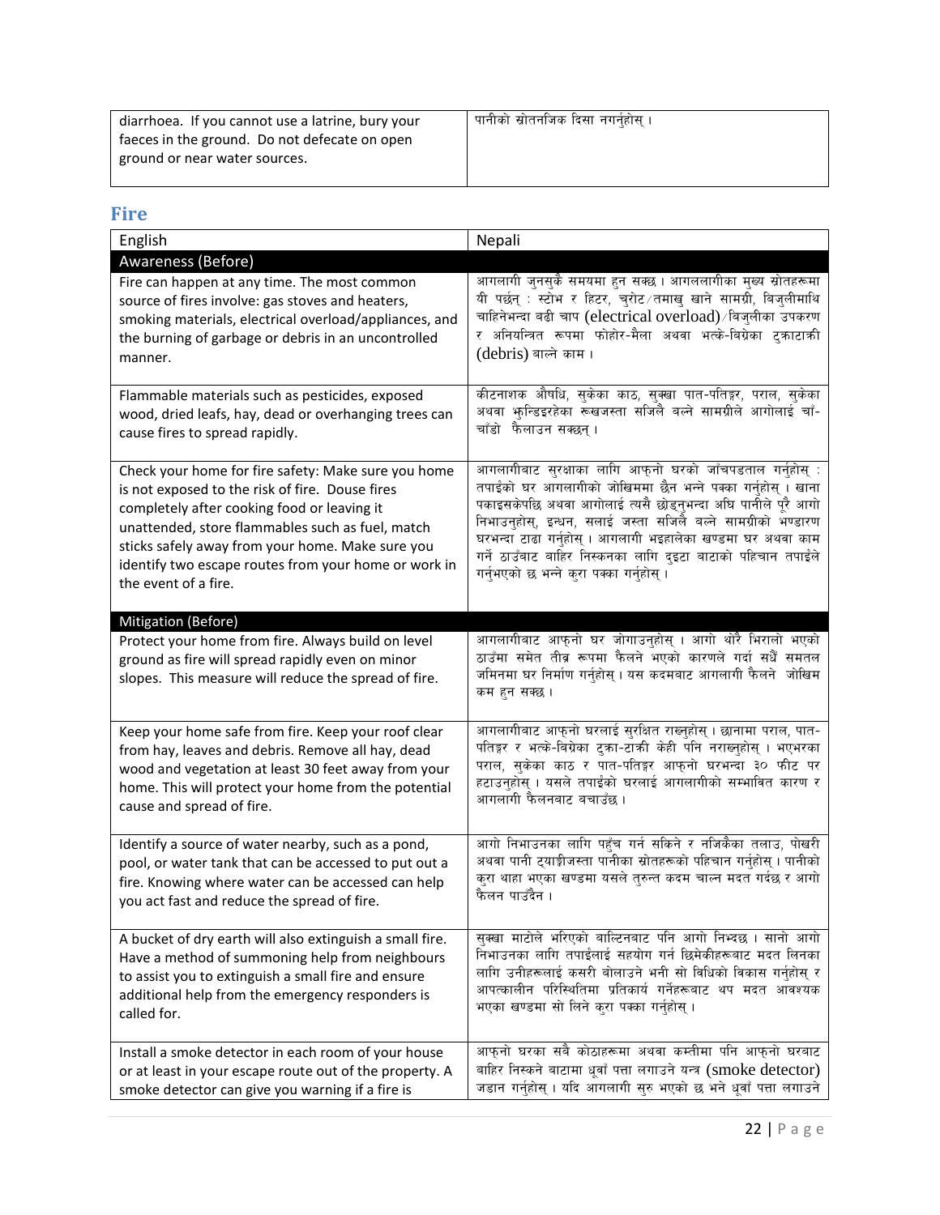| | |
|---|---|
| diarrhoea. If you cannot use a latrine, bury your faeces in the ground. Do not defecate on open ground or near water sources. | पानीको स्रोतनजिक दिसा नगर्नुहोस् । |

## Fire

| English | Nepali |
|---|---|
| **Awareness (Before)** | |
| Fire can happen at any time. The most common source of fires involve: gas stoves and heaters, smoking materials, electrical overload/appliances, and the burning of garbage or debris in an uncontrolled manner. | आगलागी जुनसुकै समयमा हुन सक्छ । आगललागीका मुख्य स्रोतहरूमा यी पर्छन् : स्टोभ र हिटर, चुरोट/तमाखु खाने सामग्री, बिजुलीमाथि चाहिनेभन्दा बढी चाप (electrical overload)/बिजुलीका उपकरण र अनियन्त्रित रूपमा फोहोर-मैला अथवा भत्के-बिग्रेका टुक्राटाक्री (debris) बाल्ने काम । |
| Flammable materials such as pesticides, exposed wood, dried leafs, hay, dead or overhanging trees can cause fires to spread rapidly. | कीटनाशक औषधि, सुकेका काठ, सुक्खा पात-पतिङ्गर, पराल, सुकेका अथवा झुन्डिइरहेका रूखजस्ता सजिलै बल्ने सामग्रीले आगोलाई चाँ-चाँडो फैलाउन सक्छन् । |
| Check your home for fire safety: Make sure you home is not exposed to the risk of fire. Douse fires completely after cooking food or leaving it unattended, store flammables such as fuel, match sticks safely away from your home. Make sure you identify two escape routes from your home or work in the event of a fire. | आगलागीबाट सुरक्षाका लागि आफ्नो घरको जाँचपडताल गर्नुहोस् : तपाईंको घर आगलागीको जोखिममा छैन भन्ने पक्का गर्नुहोस् । खाना पकाइसकेपछि अथवा आगोलाई त्यसै छोड्नुभन्दा अघि पानीले पूरै आगो निभाउनुहोस्, इन्धन, सलाई जस्ता सजिलै बल्ने सामग्रीको भण्डारण घरभन्दा टाढा गर्नुहोस् । आगलागी भइहालेका खण्डमा घर अथवा काम गर्ने ठाउँबाट बाहिर निस्कनका लागि दुइटा बाटाको पहिचान तपाईंले गर्नुभएको छ भन्ने कुरा पक्का गर्नुहोस् । |
| **Mitigation (Before)** | |
| Protect your home from fire. Always build on level ground as fire will spread rapidly even on minor slopes. This measure will reduce the spread of fire. | आगलागीबाट आफ्नो घर जोगाउनुहोस् । आगो थोरै भिरालो भएको ठाउँमा समेत तीव्र रूपमा फैलने भएको कारणले गर्दा सधैं समतल जमिनमा घर निर्माण गर्नुहोस् । यस कदमबाट आगलागी फैलने जोखिम कम हुन सक्छ । |
| Keep your home safe from fire. Keep your roof clear from hay, leaves and debris. Remove all hay, dead wood and vegetation at least 30 feet away from your home. This will protect your home from the potential cause and spread of fire. | आगलागीबाट आफ्नो घरलाई सुरक्षित राख्नुहोस् । छानामा पराल, पात-पतिङ्गर र भत्के-बिग्रेका टुक्रा-टाक्री केही पनि नराख्नुहोस् । भएभरका पराल, सुकेका काठ र पात-पतिङ्गर आफ्नो घरभन्दा ३० फीट पर हटाउनुहोस् । यसले तपाईंको घरलाई आगलागीको सम्भावित कारण र आगलागी फैलनबाट बचाउँछ । |
| Identify a source of water nearby, such as a pond, pool, or water tank that can be accessed to put out a fire. Knowing where water can be accessed can help you act fast and reduce the spread of fire. | आगो निभाउनका लागि पहुँच गर्न सकिने र नजिकैका तलाउ, पोखरी अथवा पानी ट्याङ्कीजस्ता पानीका स्रोतहरूको पहिचान गर्नुहोस् । पानीको कुरा थाहा भएका खण्डमा यसले तुरुन्त कदम चाल्न मदत गर्दछ र आगो फैलन पाउँदैन । |
| A bucket of dry earth will also extinguish a small fire. Have a method of summoning help from neighbours to assist you to extinguish a small fire and ensure additional help from the emergency responders is called for. | सुक्खा माटोले भरिएको बाल्टिनबाट पनि आगो निभ्दछ । सानो आगो निभाउनका लागि तपाईंलाई सहयोग गर्न छिमेकीहरूबाट मदत लिनका लागि उनीहरूलाई कसरी बोलाउने भनी सो विधिको विकास गर्नुहोस् र आपत्कालीन परिस्थितिमा प्रतिकार्य गर्नेहरूबाट थप मदत आवश्यक भएका खण्डमा सो लिने कुरा पक्का गर्नुहोस् । |
| Install a smoke detector in each room of your house or at least in your escape route out of the property. A smoke detector can give you warning if a fire is | आफ्नो घरका सबै कोठाहरूमा अथवा कम्तीमा पनि आफ्नो घरबाट बाहिर निस्कने बाटामा धूवाँ पत्ता लगाउने यन्त्र (smoke detector) जडान गर्नुहोस् । यदि आगलागी सुरु भएको छ भने धूवाँ पत्ता लगाउने |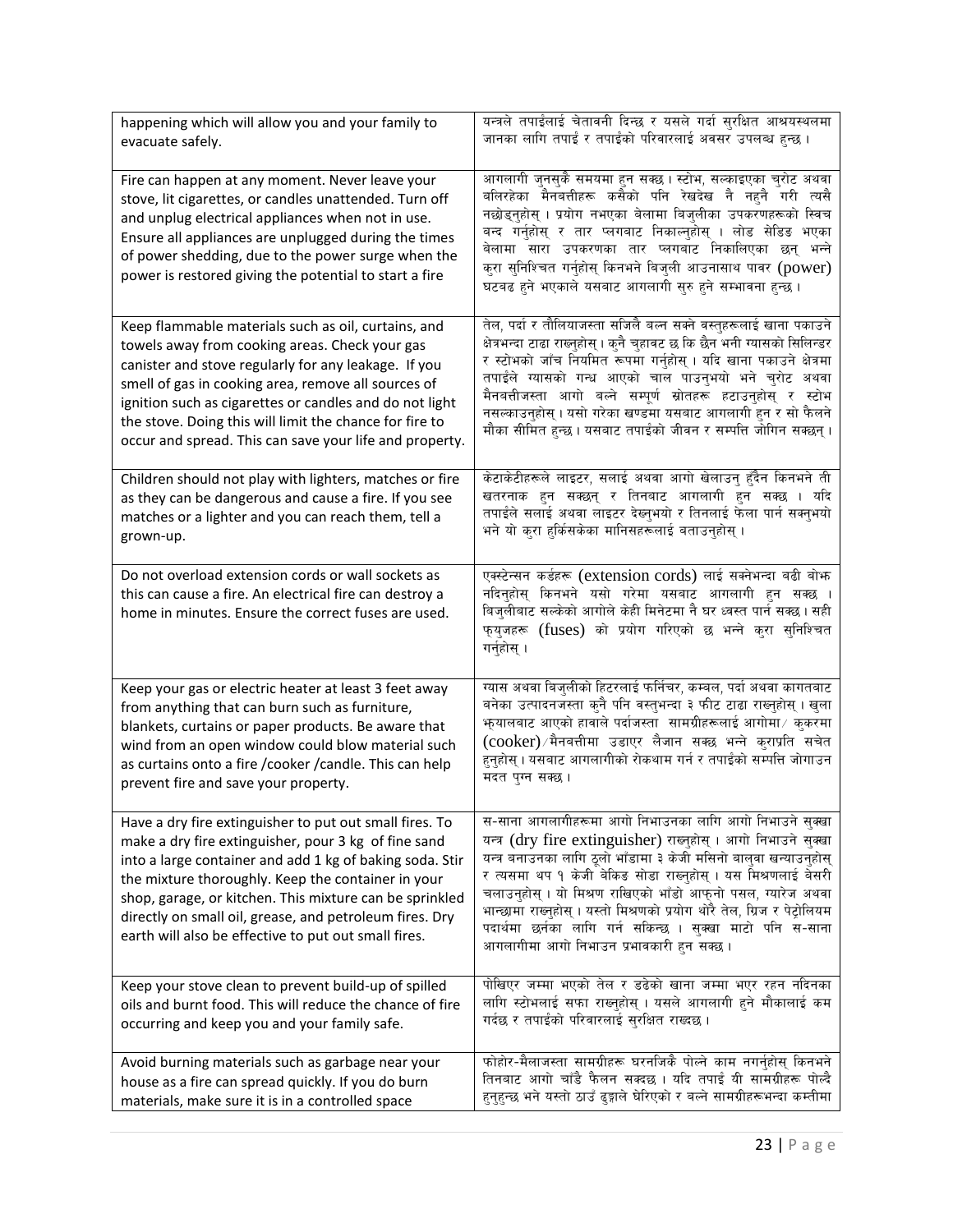| happening which will allow you and your family to evacuate safely. | यन्त्रले तपाईंलाई चेतावनी दिन्छ र यसले गर्दा सुरक्षित आश्रयस्थलमा जानका लागि तपाईं र तपाईंको परिवारलाई अवसर उपलब्ध हुन्छ । |
|---|---|
| Fire can happen at any moment. Never leave your stove, lit cigarettes, or candles unattended. Turn off and unplug electrical appliances when not in use. Ensure all appliances are unplugged during the times of power shedding, due to the power surge when the power is restored giving the potential to start a fire | आगलागी जुनसुकै समयमा हुन सक्छ । स्टोभ, सल्काइएका चुरोट अथवा बलिरहेका मैनबत्तीहरू कसैको पनि रेखदेख नै नहुने गरी त्यसै नछोड्नुहोस् । प्रयोग नभएका बेलामा बिजुलीका उपकरणहरूको स्विच बन्द गर्नुहोस् र तार प्लगबाट निकाल्नुहोस् । लोड सेडिङ भएका बेलामा सारा उपकरणका तार प्लगबाट निकालिएका छन् भन्ने कुरा सुनिश्चित गर्नुहोस् किनभने बिजुली आउनासाथ पावर (power) घटबढ हुने भएकाले यसबाट आगलागी सुरु हुने सम्भावना हुन्छ । |
| Keep flammable materials such as oil, curtains, and towels away from cooking areas. Check your gas canister and stove regularly for any leakage. If you smell of gas in cooking area, remove all sources of ignition such as cigarettes or candles and do not light the stove. Doing this will limit the chance for fire to occur and spread. This can save your life and property. | तेल, पर्दा र तौलियाजस्ता सजिलै बल्न सक्ने वस्तुहरूलाई खाना पकाउने क्षेत्रभन्दा टाढा राख्नुहोस् । कुनै चुहावट छ कि छैन भनी ग्यासको सिलिन्डर र स्टोभको जाँच नियमित रूपमा गर्नुहोस् । यदि खाना पकाउने क्षेत्रमा तपाईंले ग्यासको गन्ध आएको चाल पाउनुभयो भने चुरोट अथवा मैनबत्तीजस्ता आगो बल्ने सम्पूर्ण स्रोतहरू हटाउनुहोस् र स्टोभ नसल्काउनुहोस् । यसो गरेका खण्डमा यसबाट आगलागी हुन र सो फैलने मौका सीमित हुन्छ । यसबाट तपाईंको जीवन र सम्पत्ति जोगिन सक्छन् । |
| Children should not play with lighters, matches or fire as they can be dangerous and cause a fire. If you see matches or a lighter and you can reach them, tell a grown-up. | केटाकेटीहरूले लाइटर, सलाई अथवा आगो खेलाउनु हुँदैन किनभने ती खतरनाक हुन सक्छन् र तिनबाट आगलागी हुन सक्छ । यदि तपाईंले सलाई अथवा लाइटर देख्नुभयो र तिनलाई फेला पार्न सक्नुभयो भने यो कुरा हुर्किसकेका मानिसहरूलाई बताउनुहोस् । |
| Do not overload extension cords or wall sockets as this can cause a fire. An electrical fire can destroy a home in minutes. Ensure the correct fuses are used. | एक्स्टेन्सन कर्डहरू (extension cords) लाई सक्नेभन्दा बढी बोझ नदिनुहोस् किनभने यसो गरेमा यसबाट आगलागी हुन सक्छ । बिजुलीबाट सल्केको आगोले केही मिनेटमा नै घर ध्वस्त पार्न सक्छ । सही फ्युजहरू (fuses) को प्रयोग गरिएको छ भन्ने कुरा सुनिश्चित गर्नुहोस् । |
| Keep your gas or electric heater at least 3 feet away from anything that can burn such as furniture, blankets, curtains or paper products. Be aware that wind from an open window could blow material such as curtains onto a fire /cooker /candle. This can help prevent fire and save your property. | ग्यास अथवा बिजुलीको हिटरलाई फर्निचर, कम्बल, पर्दा अथवा कागतबाट बनेका उत्पादनजस्ता कुनै पनि वस्तुभन्दा ३ फीट टाढा राख्नुहोस् । खुला झ्यालबाट आएको हावाले पर्दाजस्ता सामग्रीहरूलाई आगोमा/ कुकरमा (cooker)/मैनबत्तीमा उडाएर लैजान सक्छ भन्ने कुराप्रति सचेत हुनुहोस् । यसबाट आगलागीको रोकथाम गर्न र तपाईंको सम्पत्ति जोगाउन मदत पुग्न सक्छ । |
| Have a dry fire extinguisher to put out small fires. To make a dry fire extinguisher, pour 3 kg of fine sand into a large container and add 1 kg of baking soda. Stir the mixture thoroughly. Keep the container in your shop, garage, or kitchen. This mixture can be sprinkled directly on small oil, grease, and petroleum fires. Dry earth will also be effective to put out small fires. | स-साना आगलागीहरूमा आगो निभाउनका लागि आगो निभाउने सुक्खा यन्त्र (dry fire extinguisher) राख्नुहोस् । आगो निभाउने सुक्खा यन्त्र बनाउनका लागि ठूलो भाँडामा ३ केजी मसिनो बालुवा खन्याउनुहोस् र त्यसमा थप १ केजी बेकिङ सोडा राख्नुहोस् । यस मिश्रणलाई बेसरी चलाउनुहोस् । यो मिश्रण राखिएको भाँडो आफ्नो पसल, ग्यारेज अथवा भान्छामा राख्नुहोस् । यस्तो मिश्रणको प्रयोग थोरै तेल, ग्रिज र पेट्रोलियम पदार्थमा छर्नका लागि गर्न सकिन्छ । सुक्खा माटो पनि स-साना आगलागीमा आगो निभाउन प्रभावकारी हुन सक्छ । |
| Keep your stove clean to prevent build-up of spilled oils and burnt food. This will reduce the chance of fire occurring and keep you and your family safe. | पोखिएर जम्मा भएको तेल र डढेको खाना जम्मा भएर रहन नदिनका लागि स्टोभलाई सफा राख्नुहोस् । यसले आगलागी हुने मौकालाई कम गर्दछ र तपाईंको परिवारलाई सुरक्षित राख्दछ । |
| Avoid burning materials such as garbage near your house as a fire can spread quickly. If you do burn materials, make sure it is in a controlled space | फोहोर-मैलाजस्ता सामग्रीहरू घरनजिकै पोल्ने काम नगर्नुहोस् किनभने तिनबाट आगो चाँडै फैलन सक्दछ । यदि तपाईं यी सामग्रीहरू पोल्दै हुनुहुन्छ भने यस्तो ठाउँ ढुङ्गाले घेरिएको र बल्ने सामग्रीहरूभन्दा कम्तीमा |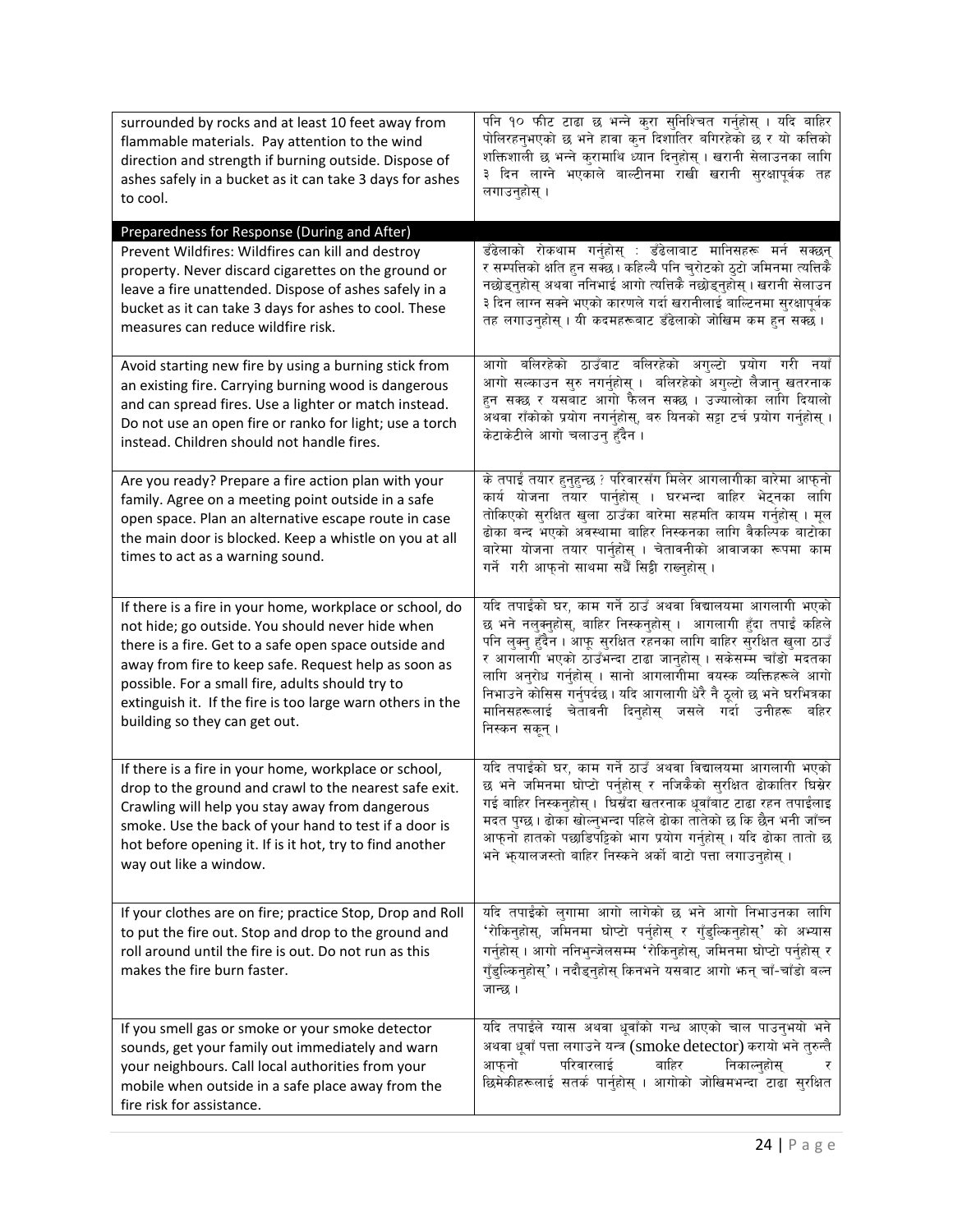| surrounded by rocks and at least 10 feet away from flammable materials. Pay attention to the wind direction and strength if burning outside. Dispose of ashes safely in a bucket as it can take 3 days for ashes to cool. | पनि १० फीट टाढा छ भन्ने कुरा सुनिश्चित गर्नुहोस् । यदि बाहिर पोलिरहनुभएको छ भने हावा कुन दिशातिर बगिरहेको छ र यो कत्तिको शक्तिशाली छ भन्ने कुरामाथि ध्यान दिनुहोस् । खरानी सेलाउनका लागि ३ दिन लाग्ने भएकाले बाल्टीनमा राखी खरानी सुरक्षापूर्वक तह लगाउनुहोस् । |
|---|---|
| **Preparedness for Response (During and After)** | |
| Prevent Wildfires: Wildfires can kill and destroy property. Never discard cigarettes on the ground or leave a fire unattended. Dispose of ashes safely in a bucket as it can take 3 days for ashes to cool. These measures can reduce wildfire risk. | डँढेलाको रोकथाम गर्नुहोस् : डँढेलाबाट मानिसहरू मर्न सक्छन् र सम्पत्तिको क्षति हुन सक्छ । कहिल्यै पनि चुरोटको ठुटो जमिनमा त्यत्तिकै नछोड्नुहोस् अथवा ननिभाई आगो त्यत्तिकै नछोड्नुहोस् । खरानी सेलाउन ३ दिन लाग्न सक्ने भएको कारणले गर्दा खरानीलाई बाल्टिनमा सुरक्षापूर्वक तह लगाउनुहोस् । यी कदमहरूबाट डँढेलाको जोखिम कम हुन सक्छ । |
| Avoid starting new fire by using a burning stick from an existing fire. Carrying burning wood is dangerous and can spread fires. Use a lighter or match instead. Do not use an open fire or ranko for light; use a torch instead. Children should not handle fires. | आगो बलिरहेको ठाउँबाट बलिरहेको अगुल्टो प्रयोग गरी नयाँ आगो सल्काउन सुरु नगर्नुहोस् । बलिरहेको अगुल्टो लैजानु खतरनाक हुन सक्छ र यसबाट आगो फैलन सक्छ । उज्यालोका लागि दियालो अथवा राँकोको प्रयोग नगर्नुहोस्, बरु यिनको सट्टा टर्च प्रयोग गर्नुहोस् । केटाकेटीले आगो चलाउनु हुँदैन । |
| Are you ready? Prepare a fire action plan with your family. Agree on a meeting point outside in a safe open space. Plan an alternative escape route in case the main door is blocked. Keep a whistle on you at all times to act as a warning sound. | के तपाईं तयार हुनुहुन्छ ? परिवारसँग मिलेर आगलागीका बारेमा आफ्नो कार्य योजना तयार पार्नुहोस् । घरभन्दा बाहिर भेट्नका लागि तोकिएको सुरक्षित खुला ठाउँका बारेमा सहमति कायम गर्नुहोस् । मूल ढोका बन्द भएको अवस्थामा बाहिर निस्कनका लागि वैकल्पिक बाटोका बारेमा योजना तयार पार्नुहोस् । चेतावनीको आवाजका रूपमा काम गर्ने गरी आफ्नो साथमा सधैं सिट्ठी राख्नुहोस् । |
| If there is a fire in your home, workplace or school, do not hide; go outside. You should never hide when there is a fire. Get to a safe open space outside and away from fire to keep safe. Request help as soon as possible. For a small fire, adults should try to extinguish it. If the fire is too large warn others in the building so they can get out. | यदि तपाईंको घर, काम गर्ने ठाउँ अथवा विद्यालयमा आगलागी भएको छ भने नलुक्नुहोस्, बाहिर निस्कनुहोस् । आगलागी हुँदा तपाईं कहिले पनि लुक्नु हुँदैन । आफू सुरक्षित रहनका लागि बाहिर सुरक्षित खुला ठाउँ र आगलागी भएको ठाउँभन्दा टाढा जानुहोस् । सकेसम्म चाँडो मदतका लागि अनुरोध गर्नुहोस् । सानो आगलागीमा वयस्क व्यक्तिहरूले आगो निभाउने कोसिस गर्नुपर्दछ । यदि आगलागी धेरै नै ठूलो छ भने घरभित्रका मानिसहरूलाई चेतावनी दिनुहोस् जसले गर्दा उनीहरू बाहिर निस्कन सकून् । |
| If there is a fire in your home, workplace or school, drop to the ground and crawl to the nearest safe exit. Crawling will help you stay away from dangerous smoke. Use the back of your hand to test if a door is hot before opening it. If is it hot, try to find another way out like a window. | यदि तपाईंको घर, काम गर्ने ठाउँ अथवा विद्यालयमा आगलागी भएको छ भने जमिनमा घोप्टो पर्नुहोस् र नजिकैको सुरक्षित ढोकातिर घिस्रेर गई बाहिर निस्कनुहोस् । घिस्रँदा खतरनाक धुवाँबाट टाढा रहन तपाईंलाइ मदत पुग्छ । ढोका खोल्नुभन्दा पहिले ढोका तातेको छ कि छैन भनी जाँच्न आफ्नो हातको पछाडिपट्टिको भाग प्रयोग गर्नुहोस् । यदि ढोका तातो छ भने झ्यालजस्तो बाहिर निस्कने अर्को बाटो पत्ता लगाउनुहोस् । |
| If your clothes are on fire; practice Stop, Drop and Roll to put the fire out. Stop and drop to the ground and roll around until the fire is out. Do not run as this makes the fire burn faster. | यदि तपाईंको लुगामा आगो लागेको छ भने आगो निभाउनका लागि 'रोकिनुहोस्, जमिनमा घोप्टो पर्नुहोस् र गुँडुल्किनुहोस्' को अभ्यास गर्नुहोस् । आगो ननिभुन्जेलसम्म 'रोकिनुहोस्, जमिनमा घोप्टो पर्नुहोस् र गुँडुल्किनुहोस्' । नदौड्नुहोस् किनभने यसबाट आगो झन् चाँ-चाँडो बल्न जान्छ । |
| If you smell gas or smoke or your smoke detector sounds, get your family out immediately and warn your neighbours. Call local authorities from your mobile when outside in a safe place away from the fire risk for assistance. | यदि तपाईंले ग्यास अथवा धुवाँको गन्ध आएको चाल पाउनुभयो भने अथवा धुवाँ पत्ता लगाउने यन्त्र (smoke detector) करायो भने तुरुन्तै आफ्नो परिवारलाई बाहिर निकाल्नुहोस् र छिमेकीहरूलाई सतर्क पार्नुहोस् । आगोको जोखिमभन्दा टाढा सुरक्षित |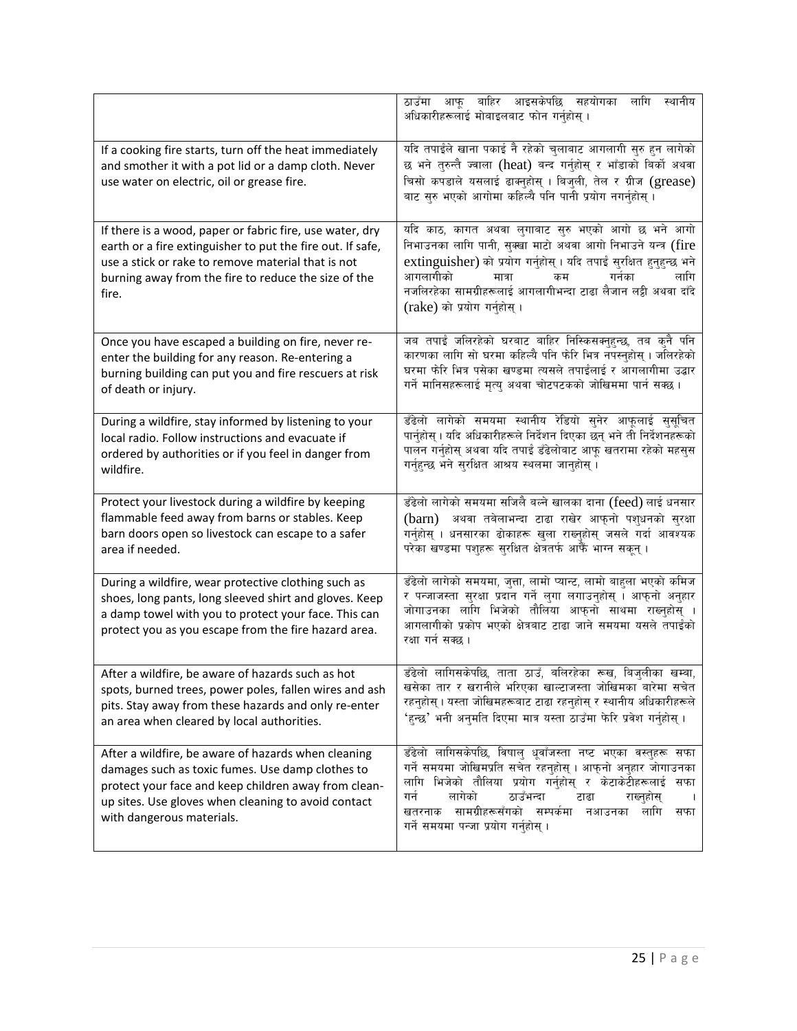| | |
|---|---|
| | ठाउँमा आफू बाहिर आइसकेपछि सहयोगका लागि स्थानीय अधिकारीहरूलाई मोबाइलबाट फोन गर्नुहोस् । |
| If a cooking fire starts, turn off the heat immediately and smother it with a pot lid or a damp cloth. Never use water on electric, oil or grease fire. | यदि तपाईंले खाना पकाई नै रहेको चुलाबाट आगलागी सुरु हुन लागेको छ भने तुरुन्तै ज्वाला (heat) बन्द गर्नुहोस् र भाँडाको बिर्को अथवा चिसो कपडाले यसलाई ढाक्नुहोस् । बिजुली, तेल र ग्रीज (grease) बाट सुरु भएको आगोमा कहिल्यै पनि पानी प्रयोग नगर्नुहोस् । |
| If there is a wood, paper or fabric fire, use water, dry earth or a fire extinguisher to put the fire out. If safe, use a stick or rake to remove material that is not burning away from the fire to reduce the size of the fire. | यदि काठ, कागत अथवा लुगाबाट सुरु भएको आगो छ भने आगो निभाउनका लागि पानी, सुक्खा माटो अथवा आगो निभाउने यन्त्र (fire extinguisher) को प्रयोग गर्नुहोस् । यदि तपाईं सुरक्षित हुनुहुन्छ भने आगलागीको मात्रा कम गर्नका लागि नजलिरहेका सामग्रीहरूलाई आगलागीभन्दा टाढा लैजान लठ्ठी अथवा दाँदे (rake) को प्रयोग गर्नुहोस् । |
| Once you have escaped a building on fire, never re-enter the building for any reason. Re-entering a burning building can put you and fire rescuers at risk of death or injury. | जब तपाईं जलिरहेको घरबाट बाहिर निस्किसक्नुहुन्छ, तब कुनै पनि कारणका लागि सो घरमा कहिल्यै पनि फेरि भित्र नपस्नुहोस् । जलिरहेको घरमा फेरि भित्र पसेका खण्डमा त्यसले तपाईंलाई र आगलागीमा उद्धार गर्ने मानिसहरूलाई मृत्यु अथवा चोटपटकको जोखिममा पार्न सक्छ । |
| During a wildfire, stay informed by listening to your local radio. Follow instructions and evacuate if ordered by authorities or if you feel in danger from wildfire. | डँढेलो लागेको समयमा स्थानीय रेडियो सुनेर आफूलाई सुसूचित पार्नुहोस् । यदि अधिकारीहरूले निर्देशन दिएका छन् भने ती निर्देशनहरूको पालन गर्नुहोस् अथवा यदि तपाईं डँढेलोबाट आफू खतरामा रहेको महसुस गर्नुहुन्छ भने सुरक्षित आश्रय स्थलमा जानुहोस् । |
| Protect your livestock during a wildfire by keeping flammable feed away from barns or stables. Keep barn doors open so livestock can escape to a safer area if needed. | डँढेलो लागेको समयमा सजिलै बल्ने खालका दाना (feed) लाई धनसार (barn) अथवा तबेलाभन्दा टाढा राखेर आफ्नो पशुधनको सुरक्षा गर्नुहोस् । धनसारका ढोकाहरू खुला राख्नुहोस् जसले गर्दा आवश्यक परेका खण्डमा पशुहरू सुरक्षित क्षेत्रतर्फ आफैं भाग्न सकून् । |
| During a wildfire, wear protective clothing such as shoes, long pants, long sleeved shirt and gloves. Keep a damp towel with you to protect your face. This can protect you as you escape from the fire hazard area. | डँढेलो लागेको समयमा, जुत्ता, लामो प्यान्ट, लामो बाहुला भएको कमिज र पन्जाजस्ता सुरक्षा प्रदान गर्ने लुगा लगाउनुहोस् । आफ्नो अनुहार जोगाउनका लागि भिजेको तौलिया आफ्नो साथमा राख्नुहोस् । आगलागीको प्रकोप भएको क्षेत्रबाट टाढा जाने समयमा यसले तपाईंको रक्षा गर्न सक्छ । |
| After a wildfire, be aware of hazards such as hot spots, burned trees, power poles, fallen wires and ash pits. Stay away from these hazards and only re-enter an area when cleared by local authorities. | डँढेलो लागिसकेपछि, ताता ठाउँ, बलिरहेका रूख, बिजुलीका खम्बा, खसेका तार र खरानीले भरिएका खाल्टाजस्ता जोखिमका बारेमा सचेत रहनुहोस् । यस्ता जोखिमहरूबाट टाढा रहनुहोस् र स्थानीय अधिकारीहरूले 'हुन्छ' भनी अनुमति दिएमा मात्र यस्ता ठाउँमा फेरि प्रवेश गर्नुहोस् । |
| After a wildfire, be aware of hazards when cleaning damages such as toxic fumes. Use damp clothes to protect your face and keep children away from clean-up sites. Use gloves when cleaning to avoid contact with dangerous materials. | डँढेलो लागिसकेपछि, विषालु धूवाँजस्ता नष्ट भएका वस्तुहरू सफा गर्ने समयमा जोखिमप्रति सचेत रहनुहोस् । आफ्नो अनुहार जोगाउनका लागि भिजेको तौलिया प्रयोग गर्नुहोस् र केटाकेटीहरूलाई सफा गर्न लागेको ठाउँभन्दा टाढा राख्नुहोस् । खतरनाक सामग्रीहरूसँगको सम्पर्कमा नआउनका लागि सफा गर्ने समयमा पन्जा प्रयोग गर्नुहोस् । |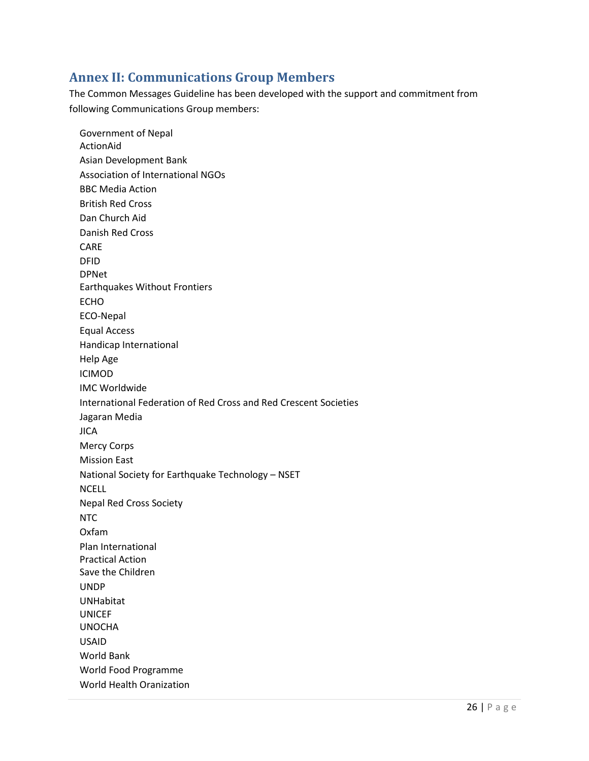## Annex II: Communications Group Members

The Common Messages Guideline has been developed with the support and commitment from following Communications Group members:

Government of Nepal
ActionAid
Asian Development Bank
Association of International NGOs
BBC Media Action
British Red Cross
Dan Church Aid
Danish Red Cross
CARE
DFID
DPNet
Earthquakes Without Frontiers
ECHO
ECO-Nepal
Equal Access
Handicap International
Help Age
ICIMOD
IMC Worldwide
International Federation of Red Cross and Red Crescent Societies
Jagaran Media
JICA
Mercy Corps
Mission East
National Society for Earthquake Technology – NSET
NCELL
Nepal Red Cross Society
NTC
Oxfam
Plan International
Practical Action
Save the Children
UNDP
UNHabitat
UNICEF
UNOCHA
USAID
World Bank
World Food Programme
World Health Oranization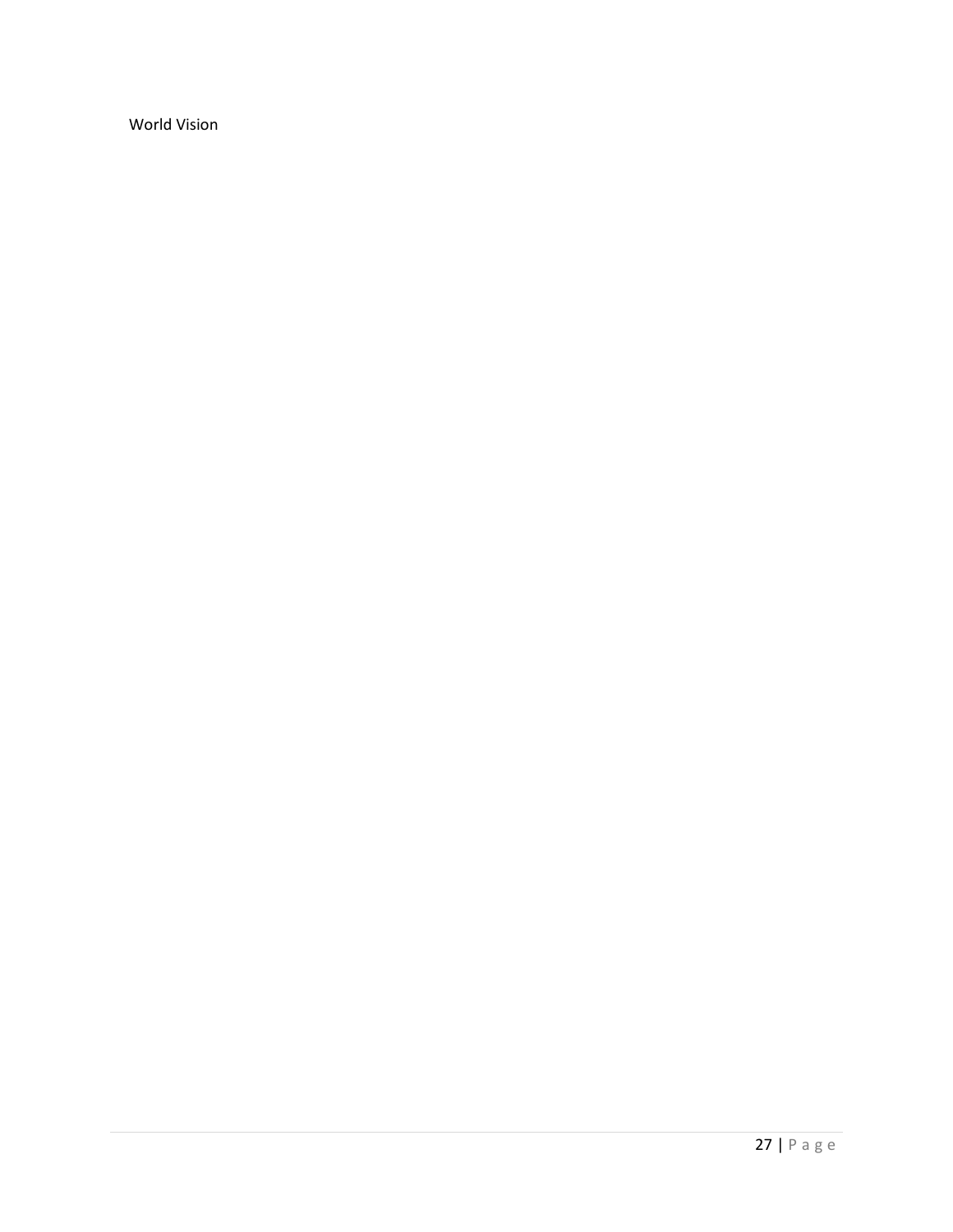World Vision